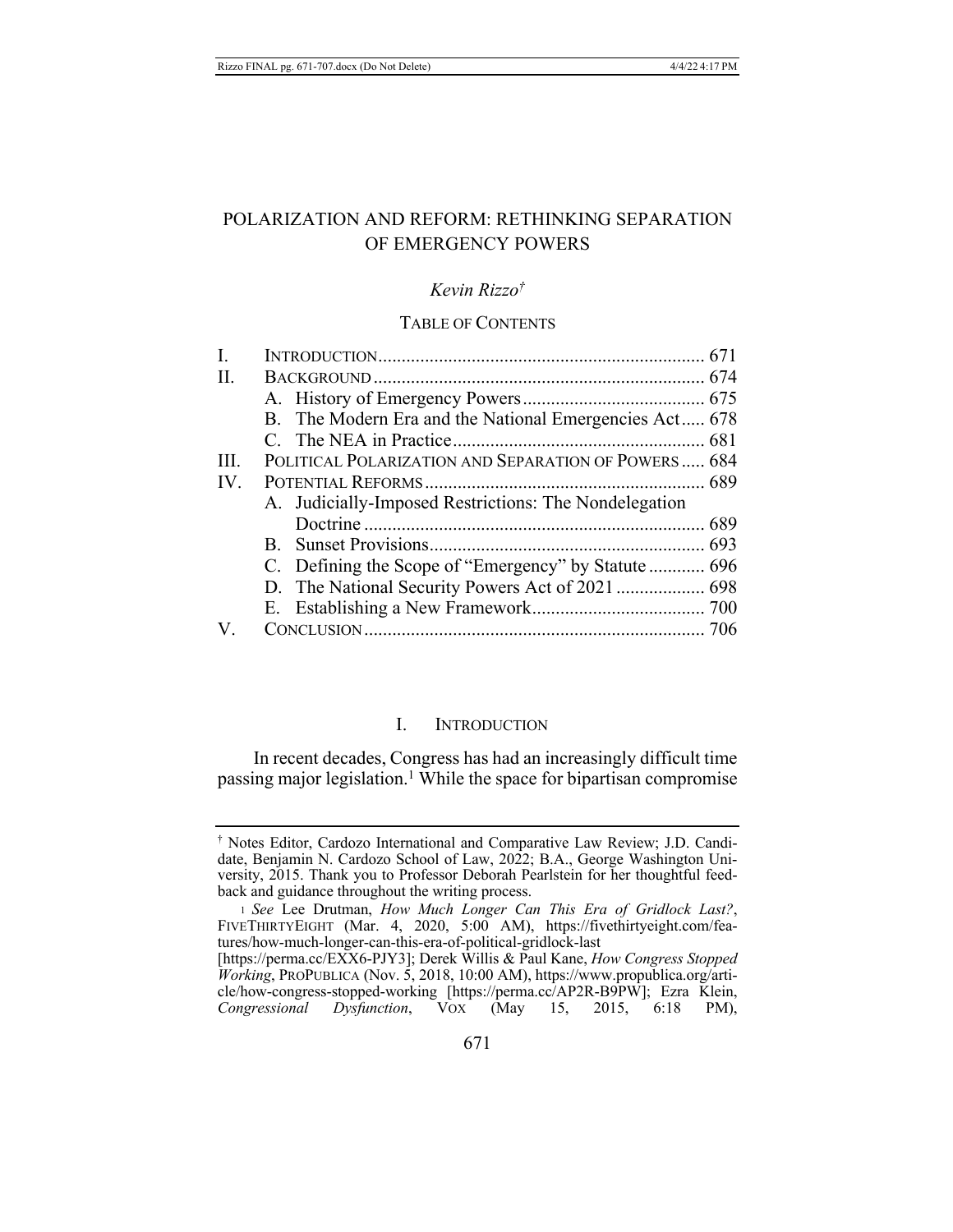# POLARIZATION AND REFORM: RETHINKING SEPARATION OF EMERGENCY POWERS

*Kevin Rizzo*[†]

TABLE OF CONTENTS

| | | |
|---|---|---|
| I. | INTRODUCTION | 671 |
| II. | BACKGROUND | 674 |
| | A. History of Emergency Powers | 675 |
| | B. The Modern Era and the National Emergencies Act | 678 |
| | C. The NEA in Practice | 681 |
| III. | POLITICAL POLARIZATION AND SEPARATION OF POWERS | 684 |
| IV. | POTENTIAL REFORMS | 689 |
| | A. Judicially-Imposed Restrictions: The Nondelegation Doctrine | 689 |
| | B. Sunset Provisions | 693 |
| | C. Defining the Scope of "Emergency" by Statute | 696 |
| | D. The National Security Powers Act of 2021 | 698 |
| | E. Establishing a New Framework | 700 |
| V. | CONCLUSION | 706 |

## I. INTRODUCTION

In recent decades, Congress has had an increasingly difficult time passing major legislation.[1] While the space for bipartisan compromise

---

[†] Notes Editor, Cardozo International and Comparative Law Review; J.D. Candidate, Benjamin N. Cardozo School of Law, 2022; B.A., George Washington University, 2015. Thank you to Professor Deborah Pearlstein for her thoughtful feedback and guidance throughout the writing process.

[1] *See* Lee Drutman, *How Much Longer Can This Era of Gridlock Last?*, FIVETHIRTYEIGHT (Mar. 4, 2020, 5:00 AM), https://fivethirtyeight.com/features/how-much-longer-can-this-era-of-political-gridlock-last [https://perma.cc/EXX6-PJY3]; Derek Willis & Paul Kane, *How Congress Stopped Working*, PROPUBLICA (Nov. 5, 2018, 10:00 AM), https://www.propublica.org/article/how-congress-stopped-working [https://perma.cc/AP2R-B9PW]; Ezra Klein, *Congressional Dysfunction*, VOX (May 15, 2015, 6:18 PM),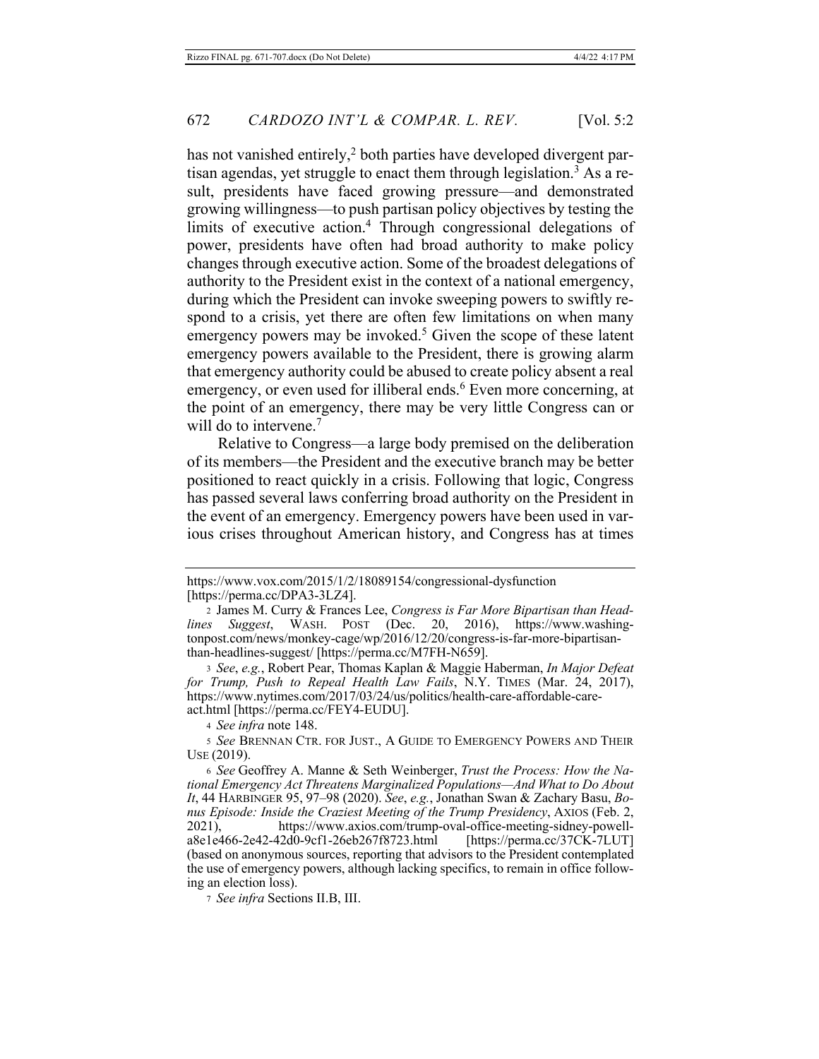has not vanished entirely,[2] both parties have developed divergent partisan agendas, yet struggle to enact them through legislation.[3] As a result, presidents have faced growing pressure—and demonstrated growing willingness—to push partisan policy objectives by testing the limits of executive action.[4] Through congressional delegations of power, presidents have often had broad authority to make policy changes through executive action. Some of the broadest delegations of authority to the President exist in the context of a national emergency, during which the President can invoke sweeping powers to swiftly respond to a crisis, yet there are often few limitations on when many emergency powers may be invoked.[5] Given the scope of these latent emergency powers available to the President, there is growing alarm that emergency authority could be abused to create policy absent a real emergency, or even used for illiberal ends.[6] Even more concerning, at the point of an emergency, there may be very little Congress can or will do to intervene.[7]

Relative to Congress—a large body premised on the deliberation of its members—the President and the executive branch may be better positioned to react quickly in a crisis. Following that logic, Congress has passed several laws conferring broad authority on the President in the event of an emergency. Emergency powers have been used in various crises throughout American history, and Congress has at times

---

https://www.vox.com/2015/1/2/18089154/congressional-dysfunction [https://perma.cc/DPA3-3LZ4].

2 James M. Curry & Frances Lee, *Congress is Far More Bipartisan than Headlines Suggest*, WASH. POST (Dec. 20, 2016), https://www.washingtonpost.com/news/monkey-cage/wp/2016/12/20/congress-is-far-more-bipartisan-than-headlines-suggest/ [https://perma.cc/M7FH-N659].

3 *See*, *e.g.*, Robert Pear, Thomas Kaplan & Maggie Haberman, *In Major Defeat for Trump, Push to Repeal Health Law Fails*, N.Y. TIMES (Mar. 24, 2017), https://www.nytimes.com/2017/03/24/us/politics/health-care-affordable-care-act.html [https://perma.cc/FEY4-EUDU].

4 *See infra* note 148.

5 *See* BRENNAN CTR. FOR JUST., A GUIDE TO EMERGENCY POWERS AND THEIR USE (2019).

6 *See* Geoffrey A. Manne & Seth Weinberger, *Trust the Process: How the National Emergency Act Threatens Marginalized Populations—And What to Do About It*, 44 HARBINGER 95, 97–98 (2020). *See*, *e.g.*, Jonathan Swan & Zachary Basu, *Bonus Episode: Inside the Craziest Meeting of the Trump Presidency*, AXIOS (Feb. 2, 2021), https://www.axios.com/trump-oval-office-meeting-sidney-powell-a8e1e466-2e42-42d0-9cf1-26eb267f8723.html [https://perma.cc/37CK-7LUT] (based on anonymous sources, reporting that advisors to the President contemplated the use of emergency powers, although lacking specifics, to remain in office following an election loss).

7 *See infra* Sections II.B, III.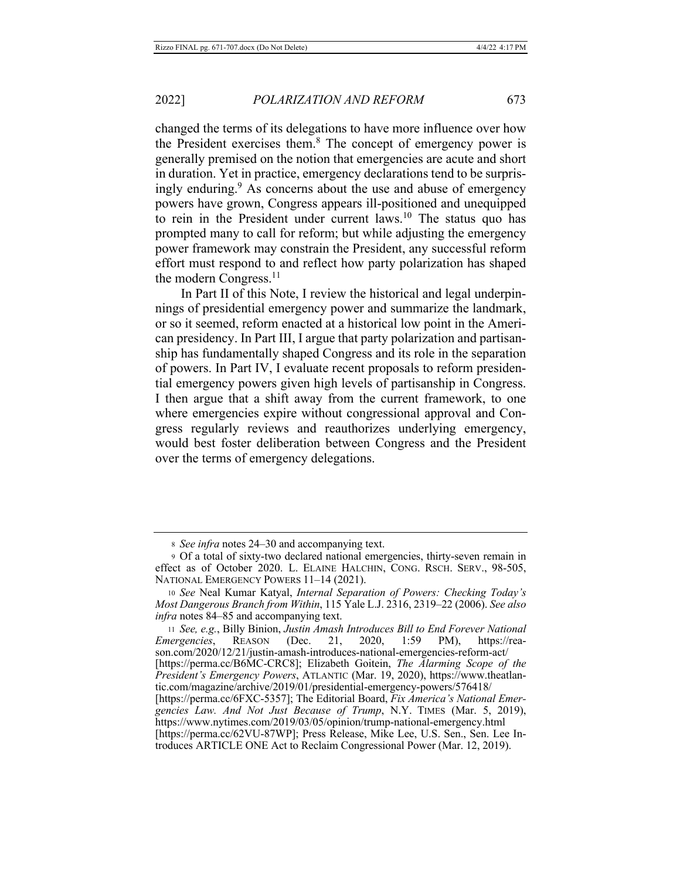changed the terms of its delegations to have more influence over how the President exercises them.[8] The concept of emergency power is generally premised on the notion that emergencies are acute and short in duration. Yet in practice, emergency declarations tend to be surprisingly enduring.[9] As concerns about the use and abuse of emergency powers have grown, Congress appears ill-positioned and unequipped to rein in the President under current laws.[10] The status quo has prompted many to call for reform; but while adjusting the emergency power framework may constrain the President, any successful reform effort must respond to and reflect how party polarization has shaped the modern Congress.[11]

In Part II of this Note, I review the historical and legal underpinnings of presidential emergency power and summarize the landmark, or so it seemed, reform enacted at a historical low point in the American presidency. In Part III, I argue that party polarization and partisanship has fundamentally shaped Congress and its role in the separation of powers. In Part IV, I evaluate recent proposals to reform presidential emergency powers given high levels of partisanship in Congress. I then argue that a shift away from the current framework, to one where emergencies expire without congressional approval and Congress regularly reviews and reauthorizes underlying emergency, would best foster deliberation between Congress and the President over the terms of emergency delegations.

---

8 *See infra* notes 24–30 and accompanying text.

9 Of a total of sixty-two declared national emergencies, thirty-seven remain in effect as of October 2020. L. ELAINE HALCHIN, CONG. RSCH. SERV., 98-505, NATIONAL EMERGENCY POWERS 11–14 (2021).

10 *See* Neal Kumar Katyal, *Internal Separation of Powers: Checking Today's Most Dangerous Branch from Within*, 115 Yale L.J. 2316, 2319–22 (2006). *See also infra* notes 84–85 and accompanying text.

11 *See, e.g.*, Billy Binion, *Justin Amash Introduces Bill to End Forever National Emergencies*, REASON (Dec. 21, 2020, 1:59 PM), https://reason.com/2020/12/21/justin-amash-introduces-national-emergencies-reform-act/ [https://perma.cc/B6MC-CRC8]; Elizabeth Goitein, *The Alarming Scope of the President's Emergency Powers*, ATLANTIC (Mar. 19, 2020), https://www.theatlantic.com/magazine/archive/2019/01/presidential-emergency-powers/576418/ [https://perma.cc/6FXC-5357]; The Editorial Board, *Fix America's National Emergencies Law. And Not Just Because of Trump*, N.Y. TIMES (Mar. 5, 2019), https://www.nytimes.com/2019/03/05/opinion/trump-national-emergency.html [https://perma.cc/62VU-87WP]; Press Release, Mike Lee, U.S. Sen., Sen. Lee Introduces ARTICLE ONE Act to Reclaim Congressional Power (Mar. 12, 2019).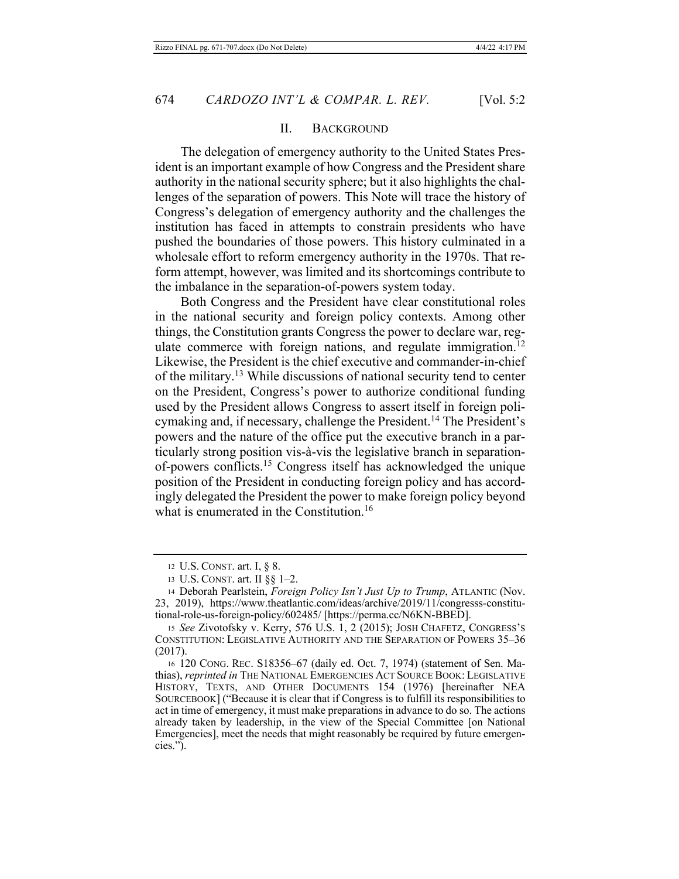## II. BACKGROUND

The delegation of emergency authority to the United States President is an important example of how Congress and the President share authority in the national security sphere; but it also highlights the challenges of the separation of powers. This Note will trace the history of Congress's delegation of emergency authority and the challenges the institution has faced in attempts to constrain presidents who have pushed the boundaries of those powers. This history culminated in a wholesale effort to reform emergency authority in the 1970s. That reform attempt, however, was limited and its shortcomings contribute to the imbalance in the separation-of-powers system today.

Both Congress and the President have clear constitutional roles in the national security and foreign policy contexts. Among other things, the Constitution grants Congress the power to declare war, regulate commerce with foreign nations, and regulate immigration.[12] Likewise, the President is the chief executive and commander-in-chief of the military.[13] While discussions of national security tend to center on the President, Congress's power to authorize conditional funding used by the President allows Congress to assert itself in foreign policymaking and, if necessary, challenge the President.[14] The President's powers and the nature of the office put the executive branch in a particularly strong position vis-à-vis the legislative branch in separation-of-powers conflicts.[15] Congress itself has acknowledged the unique position of the President in conducting foreign policy and has accordingly delegated the President the power to make foreign policy beyond what is enumerated in the Constitution.[16]

---

12 U.S. CONST. art. I, § 8.

13 U.S. CONST. art. II §§ 1–2.

14 Deborah Pearlstein, *Foreign Policy Isn't Just Up to Trump*, ATLANTIC (Nov. 23, 2019), https://www.theatlantic.com/ideas/archive/2019/11/congresss-constitutional-role-us-foreign-policy/602485/ [https://perma.cc/N6KN-BBED].

15 *See* Zivotofsky v. Kerry, 576 U.S. 1, 2 (2015); JOSH CHAFETZ, CONGRESS'S CONSTITUTION: LEGISLATIVE AUTHORITY AND THE SEPARATION OF POWERS 35–36 (2017).

16 120 CONG. REC. S18356–67 (daily ed. Oct. 7, 1974) (statement of Sen. Mathias), *reprinted in* THE NATIONAL EMERGENCIES ACT SOURCE BOOK: LEGISLATIVE HISTORY, TEXTS, AND OTHER DOCUMENTS 154 (1976) [hereinafter NEA SOURCEBOOK] ("Because it is clear that if Congress is to fulfill its responsibilities to act in time of emergency, it must make preparations in advance to do so. The actions already taken by leadership, in the view of the Special Committee [on National Emergencies], meet the needs that might reasonably be required by future emergencies.").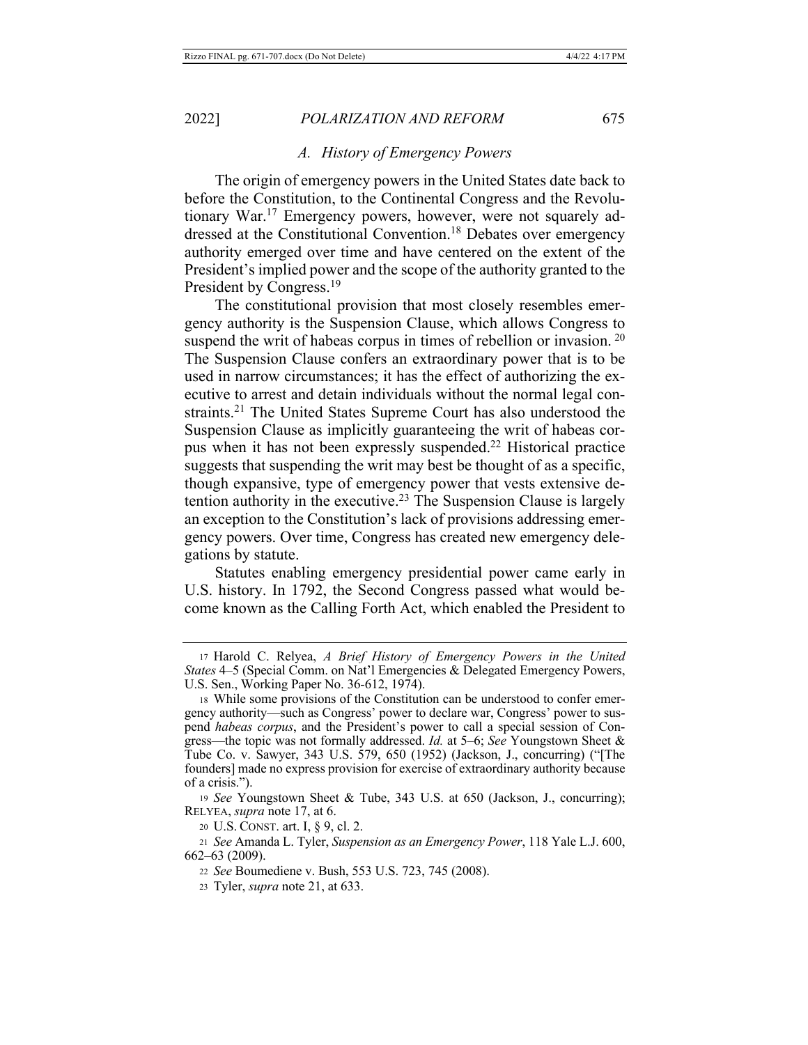### A. History of Emergency Powers

The origin of emergency powers in the United States date back to before the Constitution, to the Continental Congress and the Revolutionary War.[17] Emergency powers, however, were not squarely addressed at the Constitutional Convention.[18] Debates over emergency authority emerged over time and have centered on the extent of the President's implied power and the scope of the authority granted to the President by Congress.[19]

The constitutional provision that most closely resembles emergency authority is the Suspension Clause, which allows Congress to suspend the writ of habeas corpus in times of rebellion or invasion.[20] The Suspension Clause confers an extraordinary power that is to be used in narrow circumstances; it has the effect of authorizing the executive to arrest and detain individuals without the normal legal constraints.[21] The United States Supreme Court has also understood the Suspension Clause as implicitly guaranteeing the writ of habeas corpus when it has not been expressly suspended.[22] Historical practice suggests that suspending the writ may best be thought of as a specific, though expansive, type of emergency power that vests extensive detention authority in the executive.[23] The Suspension Clause is largely an exception to the Constitution's lack of provisions addressing emergency powers. Over time, Congress has created new emergency delegations by statute.

Statutes enabling emergency presidential power came early in U.S. history. In 1792, the Second Congress passed what would become known as the Calling Forth Act, which enabled the President to

---

[17] Harold C. Relyea, *A Brief History of Emergency Powers in the United States* 4–5 (Special Comm. on Nat'l Emergencies & Delegated Emergency Powers, U.S. Sen., Working Paper No. 36-612, 1974).

[18] While some provisions of the Constitution can be understood to confer emergency authority—such as Congress' power to declare war, Congress' power to suspend *habeas corpus*, and the President's power to call a special session of Congress—the topic was not formally addressed. *Id.* at 5–6; *See* Youngstown Sheet & Tube Co. v. Sawyer, 343 U.S. 579, 650 (1952) (Jackson, J., concurring) ("[The founders] made no express provision for exercise of extraordinary authority because of a crisis.").

[19] *See* Youngstown Sheet & Tube, 343 U.S. at 650 (Jackson, J., concurring); RELYEA, *supra* note 17, at 6.

[20] U.S. CONST. art. I, § 9, cl. 2.

[21] *See* Amanda L. Tyler, *Suspension as an Emergency Power*, 118 Yale L.J. 600, 662–63 (2009).

[22] *See* Boumediene v. Bush, 553 U.S. 723, 745 (2008).

[23] Tyler, *supra* note 21, at 633.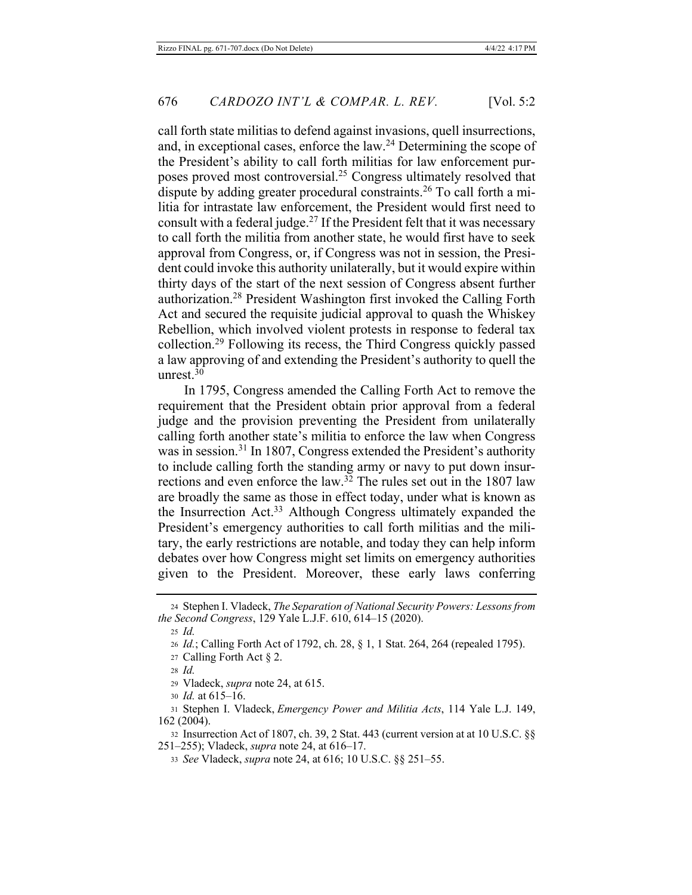call forth state militias to defend against invasions, quell insurrections, and, in exceptional cases, enforce the law.[24] Determining the scope of the President's ability to call forth militias for law enforcement purposes proved most controversial.[25] Congress ultimately resolved that dispute by adding greater procedural constraints.[26] To call forth a militia for intrastate law enforcement, the President would first need to consult with a federal judge.[27] If the President felt that it was necessary to call forth the militia from another state, he would first have to seek approval from Congress, or, if Congress was not in session, the President could invoke this authority unilaterally, but it would expire within thirty days of the start of the next session of Congress absent further authorization.[28] President Washington first invoked the Calling Forth Act and secured the requisite judicial approval to quash the Whiskey Rebellion, which involved violent protests in response to federal tax collection.[29] Following its recess, the Third Congress quickly passed a law approving of and extending the President's authority to quell the unrest.[30]

In 1795, Congress amended the Calling Forth Act to remove the requirement that the President obtain prior approval from a federal judge and the provision preventing the President from unilaterally calling forth another state's militia to enforce the law when Congress was in session.[31] In 1807, Congress extended the President's authority to include calling forth the standing army or navy to put down insurrections and even enforce the law.[32] The rules set out in the 1807 law are broadly the same as those in effect today, under what is known as the Insurrection Act.[33] Although Congress ultimately expanded the President's emergency authorities to call forth militias and the military, the early restrictions are notable, and today they can help inform debates over how Congress might set limits on emergency authorities given to the President. Moreover, these early laws conferring

---

24 Stephen I. Vladeck, *The Separation of National Security Powers: Lessons from the Second Congress*, 129 Yale L.J.F. 610, 614–15 (2020).

25 *Id.*

26 *Id.*; Calling Forth Act of 1792, ch. 28, § 1, 1 Stat. 264, 264 (repealed 1795).

27 Calling Forth Act § 2.

28 *Id.*

29 Vladeck, *supra* note 24, at 615.

30 *Id.* at 615–16.

31 Stephen I. Vladeck, *Emergency Power and Militia Acts*, 114 Yale L.J. 149, 162 (2004).

32 Insurrection Act of 1807, ch. 39, 2 Stat. 443 (current version at at 10 U.S.C. §§ 251–255); Vladeck, *supra* note 24, at 616–17.

33 *See* Vladeck, *supra* note 24, at 616; 10 U.S.C. §§ 251–55.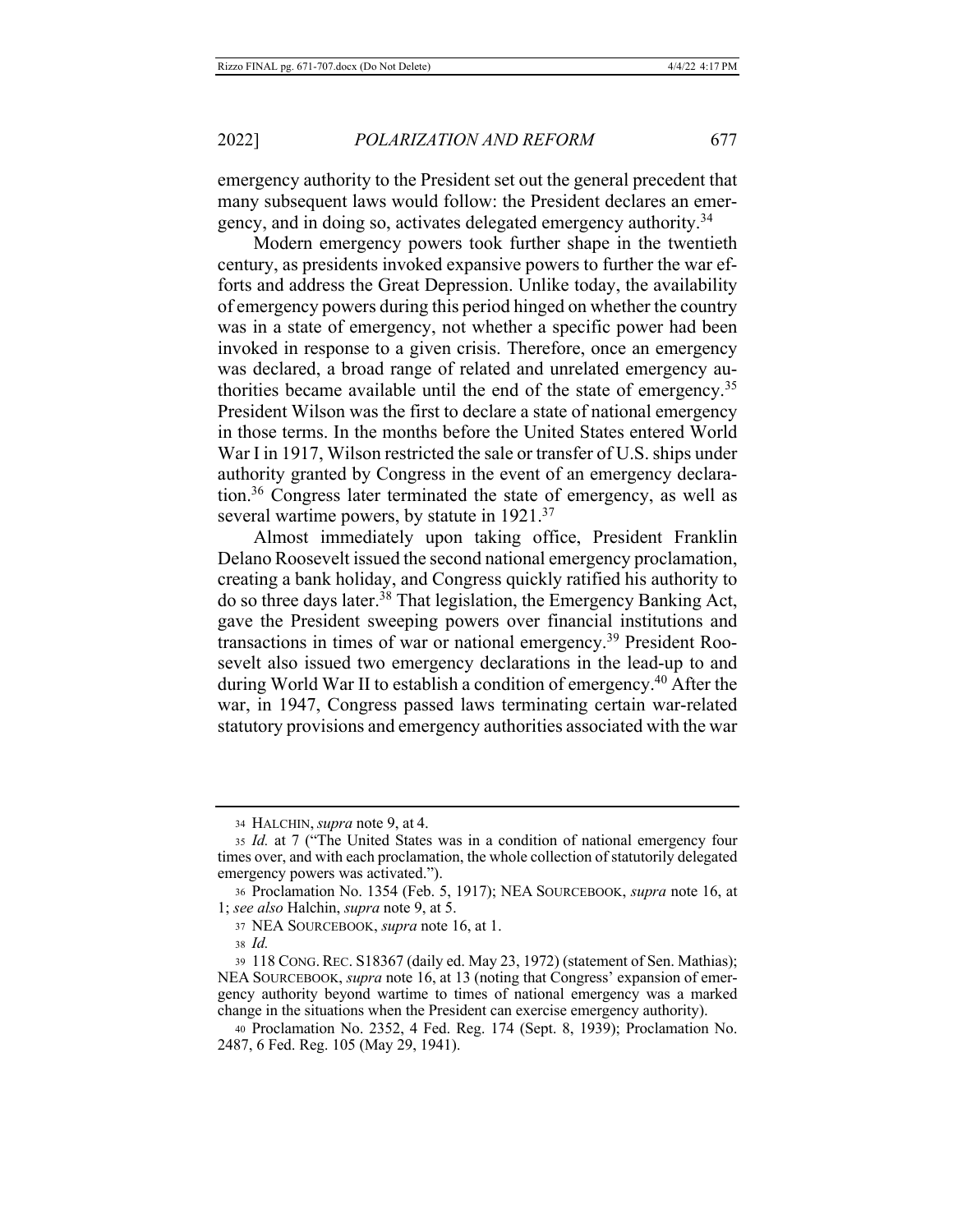emergency authority to the President set out the general precedent that many subsequent laws would follow: the President declares an emergency, and in doing so, activates delegated emergency authority.[34]

Modern emergency powers took further shape in the twentieth century, as presidents invoked expansive powers to further the war efforts and address the Great Depression. Unlike today, the availability of emergency powers during this period hinged on whether the country was in a state of emergency, not whether a specific power had been invoked in response to a given crisis. Therefore, once an emergency was declared, a broad range of related and unrelated emergency authorities became available until the end of the state of emergency.[35] President Wilson was the first to declare a state of national emergency in those terms. In the months before the United States entered World War I in 1917, Wilson restricted the sale or transfer of U.S. ships under authority granted by Congress in the event of an emergency declaration.[36] Congress later terminated the state of emergency, as well as several wartime powers, by statute in 1921.[37]

Almost immediately upon taking office, President Franklin Delano Roosevelt issued the second national emergency proclamation, creating a bank holiday, and Congress quickly ratified his authority to do so three days later.[38] That legislation, the Emergency Banking Act, gave the President sweeping powers over financial institutions and transactions in times of war or national emergency.[39] President Roosevelt also issued two emergency declarations in the lead-up to and during World War II to establish a condition of emergency.[40] After the war, in 1947, Congress passed laws terminating certain war-related statutory provisions and emergency authorities associated with the war

---

34 HALCHIN, *supra* note 9, at 4.

35 *Id.* at 7 ("The United States was in a condition of national emergency four times over, and with each proclamation, the whole collection of statutorily delegated emergency powers was activated.").

36 Proclamation No. 1354 (Feb. 5, 1917); NEA SOURCEBOOK, *supra* note 16, at 1; *see also* Halchin, *supra* note 9, at 5.

37 NEA SOURCEBOOK, *supra* note 16, at 1.

38 *Id.*

39 118 CONG. REC. S18367 (daily ed. May 23, 1972) (statement of Sen. Mathias); NEA SOURCEBOOK, *supra* note 16, at 13 (noting that Congress' expansion of emergency authority beyond wartime to times of national emergency was a marked change in the situations when the President can exercise emergency authority).

40 Proclamation No. 2352, 4 Fed. Reg. 174 (Sept. 8, 1939); Proclamation No. 2487, 6 Fed. Reg. 105 (May 29, 1941).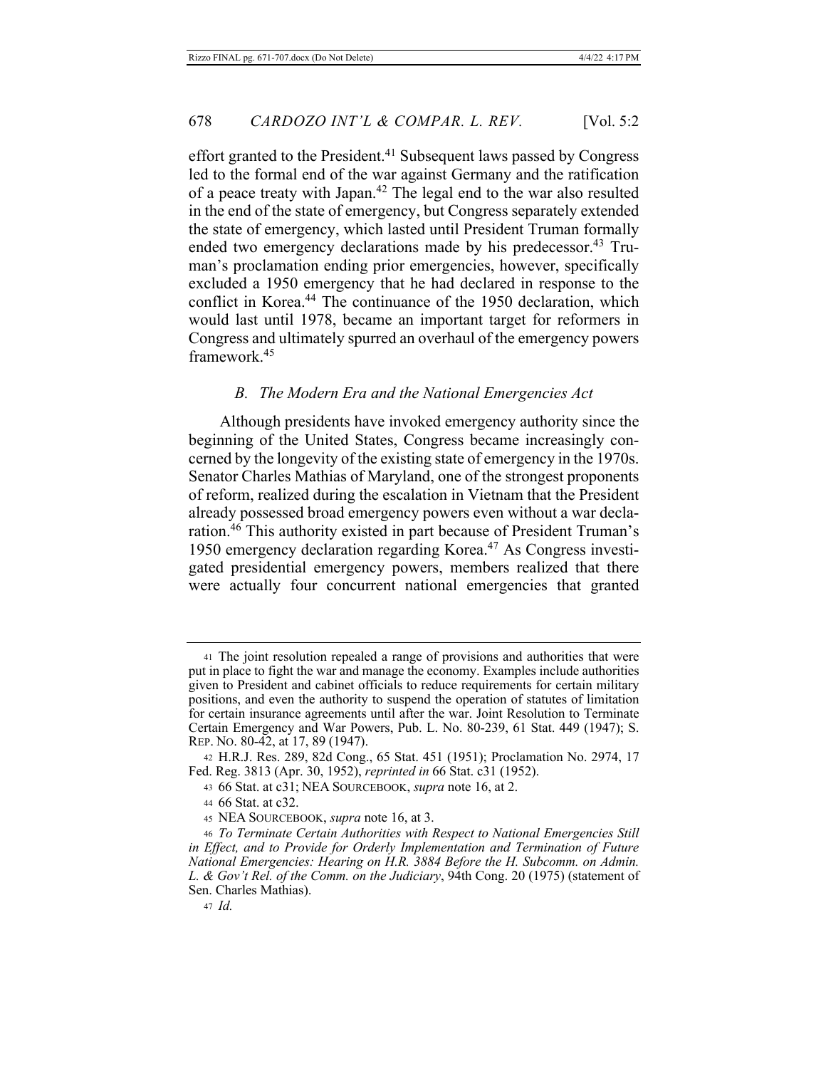effort granted to the President.[41] Subsequent laws passed by Congress led to the formal end of the war against Germany and the ratification of a peace treaty with Japan.[42] The legal end to the war also resulted in the end of the state of emergency, but Congress separately extended the state of emergency, which lasted until President Truman formally ended two emergency declarations made by his predecessor.[43] Truman's proclamation ending prior emergencies, however, specifically excluded a 1950 emergency that he had declared in response to the conflict in Korea.[44] The continuance of the 1950 declaration, which would last until 1978, became an important target for reformers in Congress and ultimately spurred an overhaul of the emergency powers framework.[45]

### *B. The Modern Era and the National Emergencies Act*

Although presidents have invoked emergency authority since the beginning of the United States, Congress became increasingly concerned by the longevity of the existing state of emergency in the 1970s. Senator Charles Mathias of Maryland, one of the strongest proponents of reform, realized during the escalation in Vietnam that the President already possessed broad emergency powers even without a war declaration.[46] This authority existed in part because of President Truman's 1950 emergency declaration regarding Korea.[47] As Congress investigated presidential emergency powers, members realized that there were actually four concurrent national emergencies that granted

---

[41] The joint resolution repealed a range of provisions and authorities that were put in place to fight the war and manage the economy. Examples include authorities given to President and cabinet officials to reduce requirements for certain military positions, and even the authority to suspend the operation of statutes of limitation for certain insurance agreements until after the war. Joint Resolution to Terminate Certain Emergency and War Powers, Pub. L. No. 80-239, 61 Stat. 449 (1947); S. REP. NO. 80-42, at 17, 89 (1947).

[42] H.R.J. Res. 289, 82d Cong., 65 Stat. 451 (1951); Proclamation No. 2974, 17 Fed. Reg. 3813 (Apr. 30, 1952), *reprinted in* 66 Stat. c31 (1952).

[43] 66 Stat. at c31; NEA SOURCEBOOK, *supra* note 16, at 2.

[44] 66 Stat. at c32.

[45] NEA SOURCEBOOK, *supra* note 16, at 3.

[46] *To Terminate Certain Authorities with Respect to National Emergencies Still in Effect, and to Provide for Orderly Implementation and Termination of Future National Emergencies: Hearing on H.R. 3884 Before the H. Subcomm. on Admin. L. & Gov't Rel. of the Comm. on the Judiciary*, 94th Cong. 20 (1975) (statement of Sen. Charles Mathias).

[47] *Id.*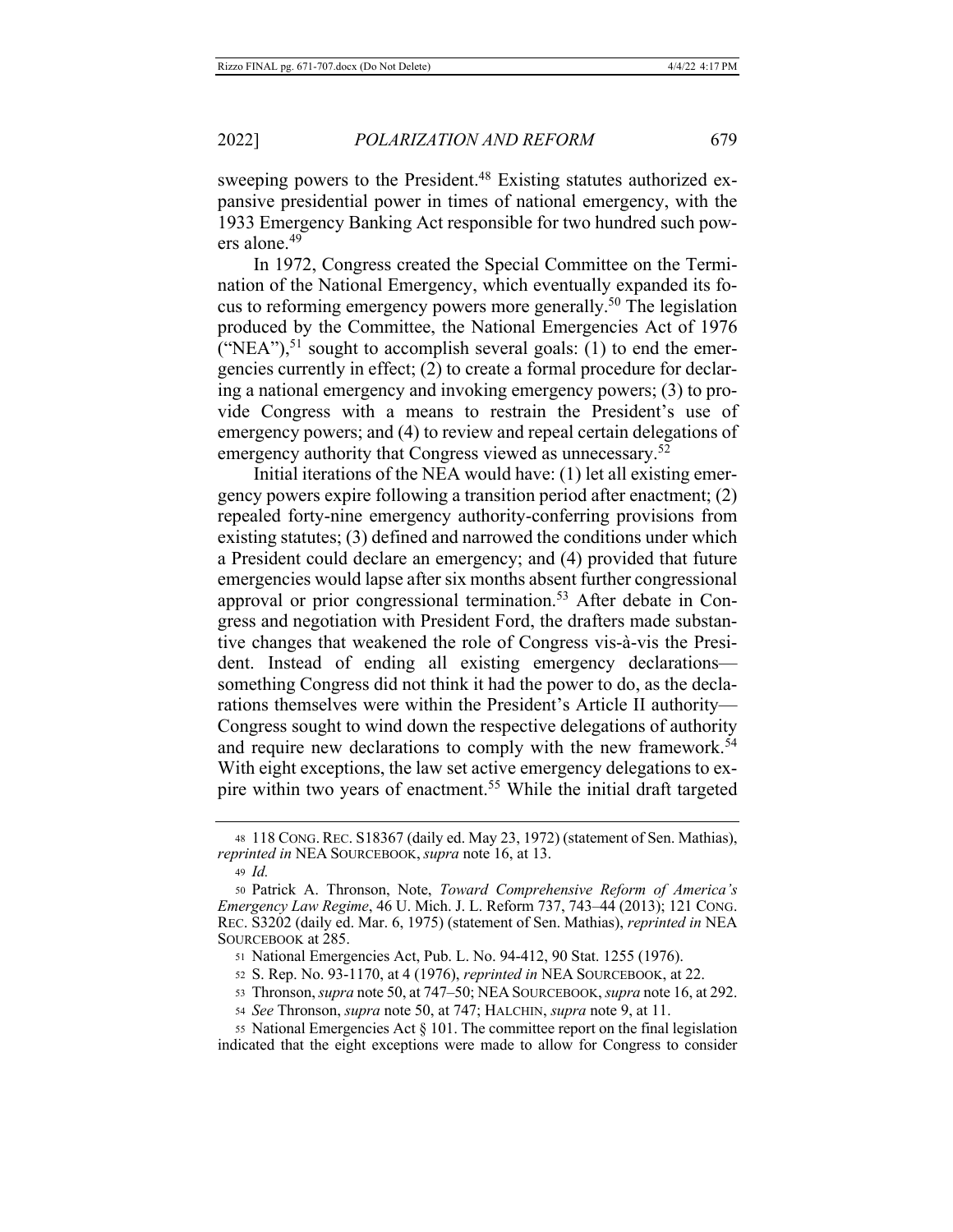sweeping powers to the President.[48] Existing statutes authorized expansive presidential power in times of national emergency, with the 1933 Emergency Banking Act responsible for two hundred such powers alone.[49]

In 1972, Congress created the Special Committee on the Termination of the National Emergency, which eventually expanded its focus to reforming emergency powers more generally.[50] The legislation produced by the Committee, the National Emergencies Act of 1976 ("NEA"),[51] sought to accomplish several goals: (1) to end the emergencies currently in effect; (2) to create a formal procedure for declaring a national emergency and invoking emergency powers; (3) to provide Congress with a means to restrain the President's use of emergency powers; and (4) to review and repeal certain delegations of emergency authority that Congress viewed as unnecessary.[52]

Initial iterations of the NEA would have: (1) let all existing emergency powers expire following a transition period after enactment; (2) repealed forty-nine emergency authority-conferring provisions from existing statutes; (3) defined and narrowed the conditions under which a President could declare an emergency; and (4) provided that future emergencies would lapse after six months absent further congressional approval or prior congressional termination.[53] After debate in Congress and negotiation with President Ford, the drafters made substantive changes that weakened the role of Congress vis-à-vis the President. Instead of ending all existing emergency declarations—something Congress did not think it had the power to do, as the declarations themselves were within the President's Article II authority—Congress sought to wind down the respective delegations of authority and require new declarations to comply with the new framework.[54] With eight exceptions, the law set active emergency delegations to expire within two years of enactment.[55] While the initial draft targeted

---

48 118 CONG. REC. S18367 (daily ed. May 23, 1972) (statement of Sen. Mathias), *reprinted in* NEA SOURCEBOOK, *supra* note 16, at 13.

49 *Id.*

50 Patrick A. Thronson, Note, *Toward Comprehensive Reform of America's Emergency Law Regime*, 46 U. Mich. J. L. Reform 737, 743–44 (2013); 121 CONG. REC. S3202 (daily ed. Mar. 6, 1975) (statement of Sen. Mathias), *reprinted in* NEA SOURCEBOOK at 285.

51 National Emergencies Act, Pub. L. No. 94-412, 90 Stat. 1255 (1976).

52 S. Rep. No. 93-1170, at 4 (1976), *reprinted in* NEA SOURCEBOOK, at 22.

53 Thronson, *supra* note 50, at 747–50; NEA SOURCEBOOK, *supra* note 16, at 292.

54 *See* Thronson, *supra* note 50, at 747; HALCHIN, *supra* note 9, at 11.

55 National Emergencies Act § 101. The committee report on the final legislation indicated that the eight exceptions were made to allow for Congress to consider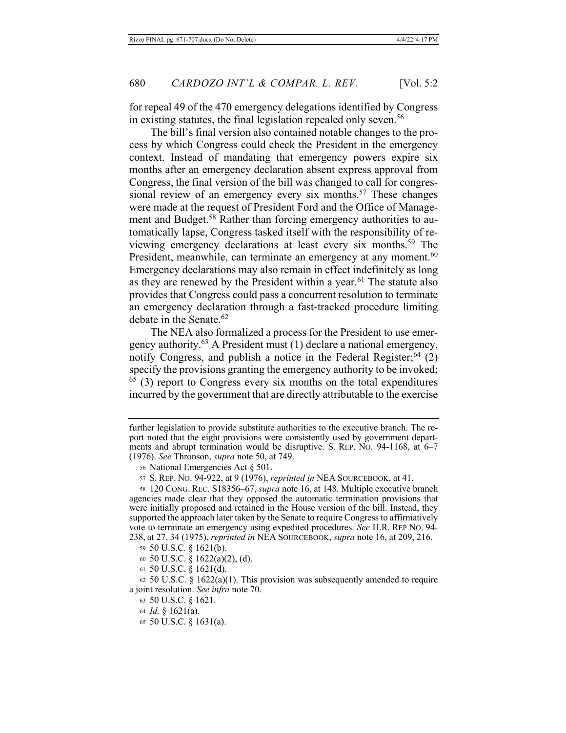for repeal 49 of the 470 emergency delegations identified by Congress in existing statutes, the final legislation repealed only seven.[56]

The bill's final version also contained notable changes to the process by which Congress could check the President in the emergency context. Instead of mandating that emergency powers expire six months after an emergency declaration absent express approval from Congress, the final version of the bill was changed to call for congressional review of an emergency every six months.[57] These changes were made at the request of President Ford and the Office of Management and Budget.[58] Rather than forcing emergency authorities to automatically lapse, Congress tasked itself with the responsibility of reviewing emergency declarations at least every six months.[59] The President, meanwhile, can terminate an emergency at any moment.[60] Emergency declarations may also remain in effect indefinitely as long as they are renewed by the President within a year.[61] The statute also provides that Congress could pass a concurrent resolution to terminate an emergency declaration through a fast-tracked procedure limiting debate in the Senate.[62]

The NEA also formalized a process for the President to use emergency authority.[63] A President must (1) declare a national emergency, notify Congress, and publish a notice in the Federal Register;[64] (2) specify the provisions granting the emergency authority to be invoked; [65] (3) report to Congress every six months on the total expenditures incurred by the government that are directly attributable to the exercise

---

further legislation to provide substitute authorities to the executive branch. The report noted that the eight provisions were consistently used by government departments and abrupt termination would be disruptive. S. REP. NO. 94-1168, at 6–7 (1976). *See* Thronson, *supra* note 50, at 749.

56 National Emergencies Act § 501.

57 S. REP. NO. 94-922, at 9 (1976), *reprinted in* NEA SOURCEBOOK, at 41.

58 120 CONG. REC. S18356–67, *supra* note 16, at 148. Multiple executive branch agencies made clear that they opposed the automatic termination provisions that were initially proposed and retained in the House version of the bill. Instead, they supported the approach later taken by the Senate to require Congress to affirmatively vote to terminate an emergency using expedited procedures. *See* H.R. REP NO. 94-238, at 27, 34 (1975), *reprinted in* NEA SOURCEBOOK, *supra* note 16, at 209, 216.

59 50 U.S.C. § 1621(b).

60 50 U.S.C. § 1622(a)(2), (d).

61 50 U.S.C. § 1621(d).

62 50 U.S.C. § 1622(a)(1). This provision was subsequently amended to require a joint resolution. *See infra* note 70.

63 50 U.S.C. § 1621.

64 *Id.* § 1621(a).

65 50 U.S.C. § 1631(a).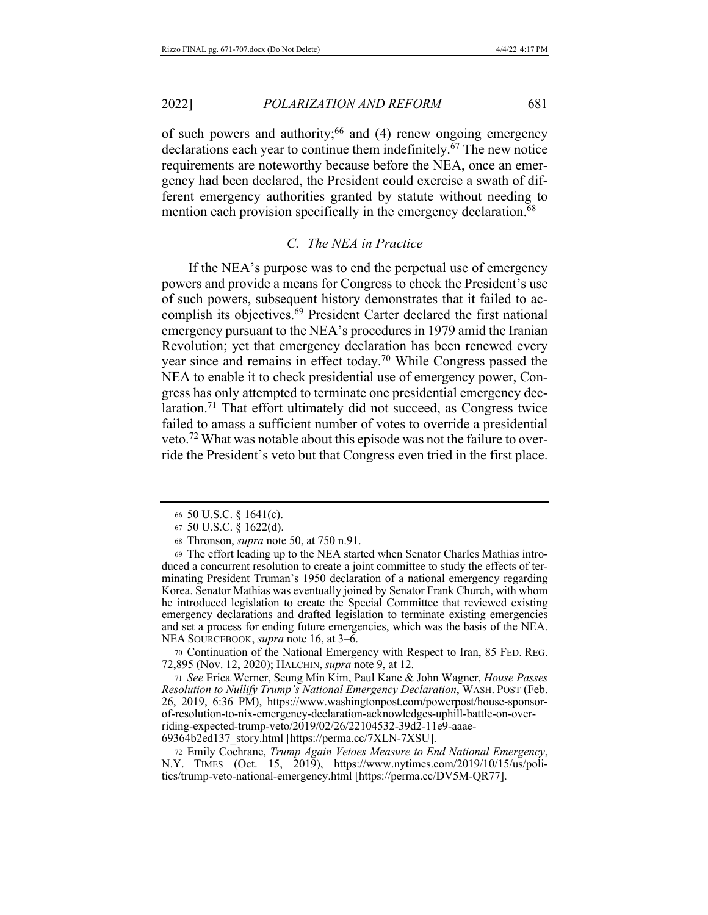of such powers and authority;[66] and (4) renew ongoing emergency declarations each year to continue them indefinitely.[67] The new notice requirements are noteworthy because before the NEA, once an emergency had been declared, the President could exercise a swath of different emergency authorities granted by statute without needing to mention each provision specifically in the emergency declaration.[68]

### *C. The NEA in Practice*

If the NEA's purpose was to end the perpetual use of emergency powers and provide a means for Congress to check the President's use of such powers, subsequent history demonstrates that it failed to accomplish its objectives.[69] President Carter declared the first national emergency pursuant to the NEA's procedures in 1979 amid the Iranian Revolution; yet that emergency declaration has been renewed every year since and remains in effect today.[70] While Congress passed the NEA to enable it to check presidential use of emergency power, Congress has only attempted to terminate one presidential emergency declaration.[71] That effort ultimately did not succeed, as Congress twice failed to amass a sufficient number of votes to override a presidential veto.[72] What was notable about this episode was not the failure to override the President's veto but that Congress even tried in the first place.

---

66 50 U.S.C. § 1641(c).

67 50 U.S.C. § 1622(d).

68 Thronson, *supra* note 50, at 750 n.91.

69 The effort leading up to the NEA started when Senator Charles Mathias introduced a concurrent resolution to create a joint committee to study the effects of terminating President Truman's 1950 declaration of a national emergency regarding Korea. Senator Mathias was eventually joined by Senator Frank Church, with whom he introduced legislation to create the Special Committee that reviewed existing emergency declarations and drafted legislation to terminate existing emergencies and set a process for ending future emergencies, which was the basis of the NEA. NEA SOURCEBOOK, *supra* note 16, at 3–6.

70 Continuation of the National Emergency with Respect to Iran, 85 FED. REG. 72,895 (Nov. 12, 2020); HALCHIN, *supra* note 9, at 12.

71 *See* Erica Werner, Seung Min Kim, Paul Kane & John Wagner, *House Passes Resolution to Nullify Trump's National Emergency Declaration*, WASH. POST (Feb. 26, 2019, 6:36 PM), https://www.washingtonpost.com/powerpost/house-sponsor-of-resolution-to-nix-emergency-declaration-acknowledges-uphill-battle-on-overriding-expected-trump-veto/2019/02/26/22104532-39d2-11e9-aaae-69364b2ed137_story.html [https://perma.cc/7XLN-7XSU].

72 Emily Cochrane, *Trump Again Vetoes Measure to End National Emergency*, N.Y. TIMES (Oct. 15, 2019), https://www.nytimes.com/2019/10/15/us/politics/trump-veto-national-emergency.html [https://perma.cc/DV5M-QR77].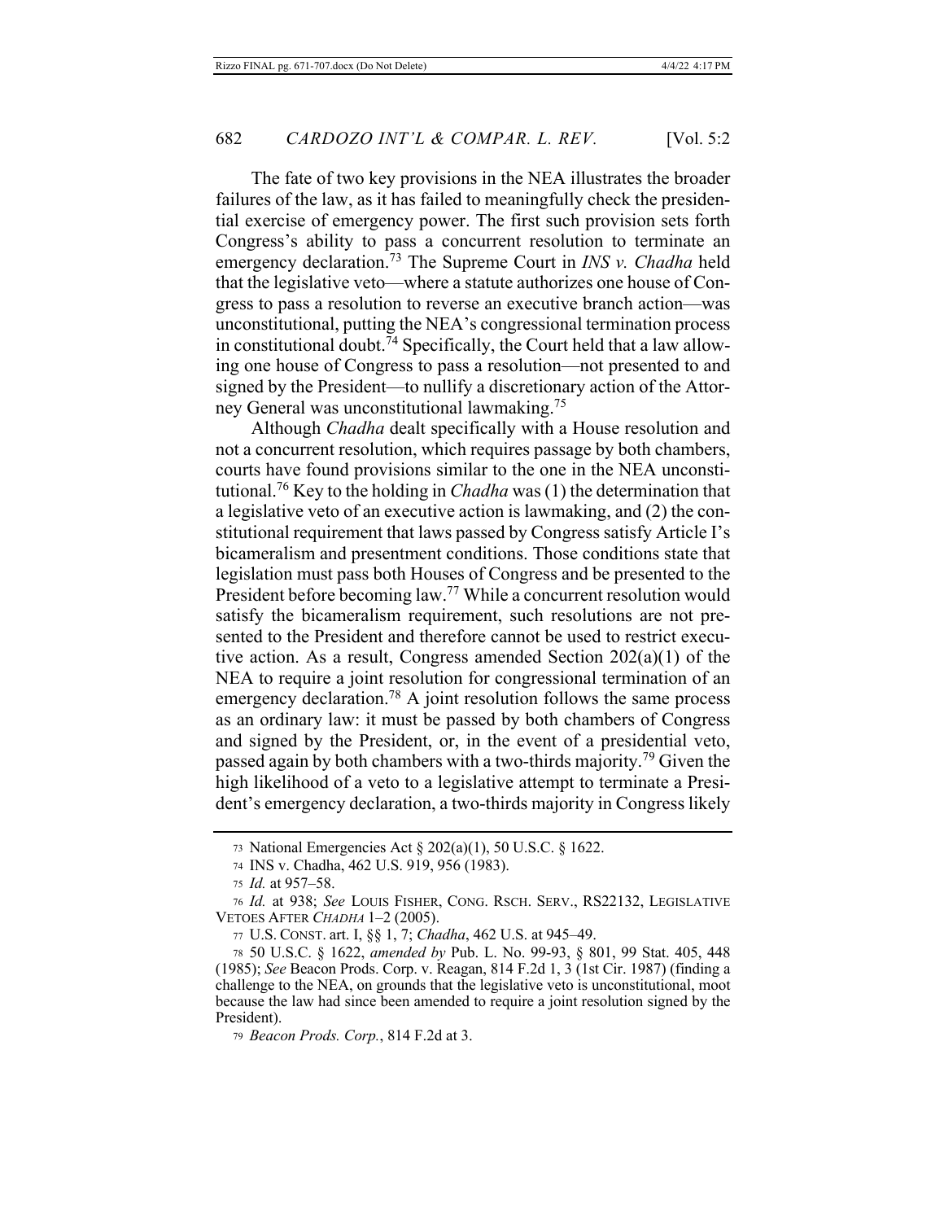The fate of two key provisions in the NEA illustrates the broader failures of the law, as it has failed to meaningfully check the presidential exercise of emergency power. The first such provision sets forth Congress's ability to pass a concurrent resolution to terminate an emergency declaration.[73] The Supreme Court in *INS v. Chadha* held that the legislative veto—where a statute authorizes one house of Congress to pass a resolution to reverse an executive branch action—was unconstitutional, putting the NEA's congressional termination process in constitutional doubt.[74] Specifically, the Court held that a law allowing one house of Congress to pass a resolution—not presented to and signed by the President—to nullify a discretionary action of the Attorney General was unconstitutional lawmaking.[75]

Although *Chadha* dealt specifically with a House resolution and not a concurrent resolution, which requires passage by both chambers, courts have found provisions similar to the one in the NEA unconstitutional.[76] Key to the holding in *Chadha* was (1) the determination that a legislative veto of an executive action is lawmaking, and (2) the constitutional requirement that laws passed by Congress satisfy Article I's bicameralism and presentment conditions. Those conditions state that legislation must pass both Houses of Congress and be presented to the President before becoming law.[77] While a concurrent resolution would satisfy the bicameralism requirement, such resolutions are not presented to the President and therefore cannot be used to restrict executive action. As a result, Congress amended Section 202(a)(1) of the NEA to require a joint resolution for congressional termination of an emergency declaration.[78] A joint resolution follows the same process as an ordinary law: it must be passed by both chambers of Congress and signed by the President, or, in the event of a presidential veto, passed again by both chambers with a two-thirds majority.[79] Given the high likelihood of a veto to a legislative attempt to terminate a President's emergency declaration, a two-thirds majority in Congress likely

---

73 National Emergencies Act § 202(a)(1), 50 U.S.C. § 1622.

74 INS v. Chadha, 462 U.S. 919, 956 (1983).

75 *Id.* at 957–58.

76 *Id.* at 938; *See* LOUIS FISHER, CONG. RSCH. SERV., RS22132, LEGISLATIVE VETOES AFTER *CHADHA* 1–2 (2005).

77 U.S. CONST. art. I, §§ 1, 7; *Chadha*, 462 U.S. at 945–49.

78 50 U.S.C. § 1622, *amended by* Pub. L. No. 99-93, § 801, 99 Stat. 405, 448 (1985); *See* Beacon Prods. Corp. v. Reagan, 814 F.2d 1, 3 (1st Cir. 1987) (finding a challenge to the NEA, on grounds that the legislative veto is unconstitutional, moot because the law had since been amended to require a joint resolution signed by the President).

79 *Beacon Prods. Corp.*, 814 F.2d at 3.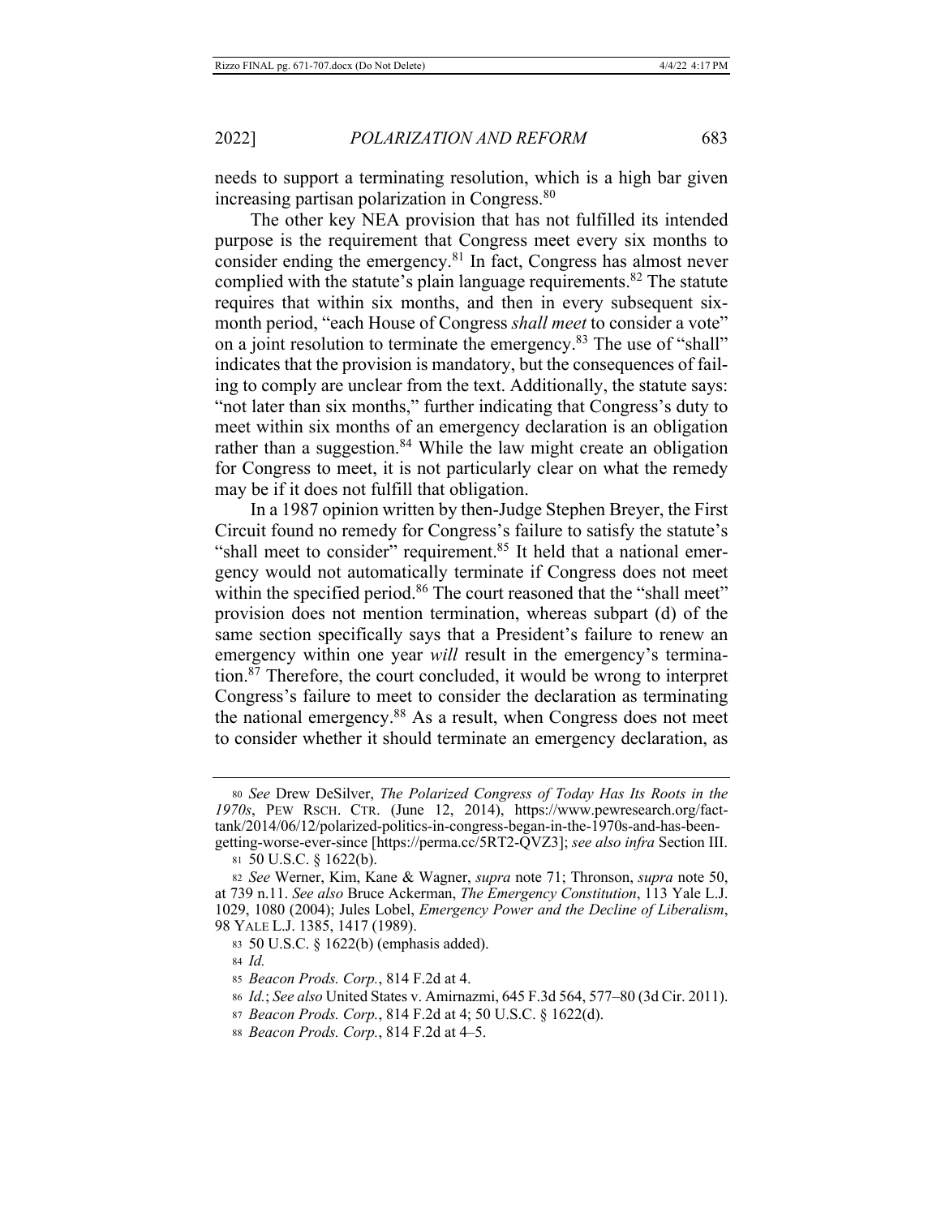needs to support a terminating resolution, which is a high bar given increasing partisan polarization in Congress.[80]

The other key NEA provision that has not fulfilled its intended purpose is the requirement that Congress meet every six months to consider ending the emergency.[81] In fact, Congress has almost never complied with the statute's plain language requirements.[82] The statute requires that within six months, and then in every subsequent six-month period, "each House of Congress *shall meet* to consider a vote" on a joint resolution to terminate the emergency.[83] The use of "shall" indicates that the provision is mandatory, but the consequences of failing to comply are unclear from the text. Additionally, the statute says: "not later than six months," further indicating that Congress's duty to meet within six months of an emergency declaration is an obligation rather than a suggestion.[84] While the law might create an obligation for Congress to meet, it is not particularly clear on what the remedy may be if it does not fulfill that obligation.

In a 1987 opinion written by then-Judge Stephen Breyer, the First Circuit found no remedy for Congress's failure to satisfy the statute's "shall meet to consider" requirement.[85] It held that a national emergency would not automatically terminate if Congress does not meet within the specified period.[86] The court reasoned that the "shall meet" provision does not mention termination, whereas subpart (d) of the same section specifically says that a President's failure to renew an emergency within one year *will* result in the emergency's termination.[87] Therefore, the court concluded, it would be wrong to interpret Congress's failure to meet to consider the declaration as terminating the national emergency.[88] As a result, when Congress does not meet to consider whether it should terminate an emergency declaration, as

---

80 *See* Drew DeSilver, *The Polarized Congress of Today Has Its Roots in the 1970s*, PEW RSCH. CTR. (June 12, 2014), https://www.pewresearch.org/fact-tank/2014/06/12/polarized-politics-in-congress-began-in-the-1970s-and-has-been-getting-worse-ever-since [https://perma.cc/5RT2-QVZ3]; *see also infra* Section III.

81 50 U.S.C. § 1622(b).

82 *See* Werner, Kim, Kane & Wagner, *supra* note 71; Thronson, *supra* note 50, at 739 n.11. *See also* Bruce Ackerman, *The Emergency Constitution*, 113 Yale L.J. 1029, 1080 (2004); Jules Lobel, *Emergency Power and the Decline of Liberalism*, 98 YALE L.J. 1385, 1417 (1989).

83 50 U.S.C. § 1622(b) (emphasis added).

84 *Id.*

85 *Beacon Prods. Corp.*, 814 F.2d at 4.

86 *Id.*; *See also* United States v. Amirnazmi, 645 F.3d 564, 577–80 (3d Cir. 2011).

87 *Beacon Prods. Corp.*, 814 F.2d at 4; 50 U.S.C. § 1622(d).

88 *Beacon Prods. Corp.*, 814 F.2d at 4–5.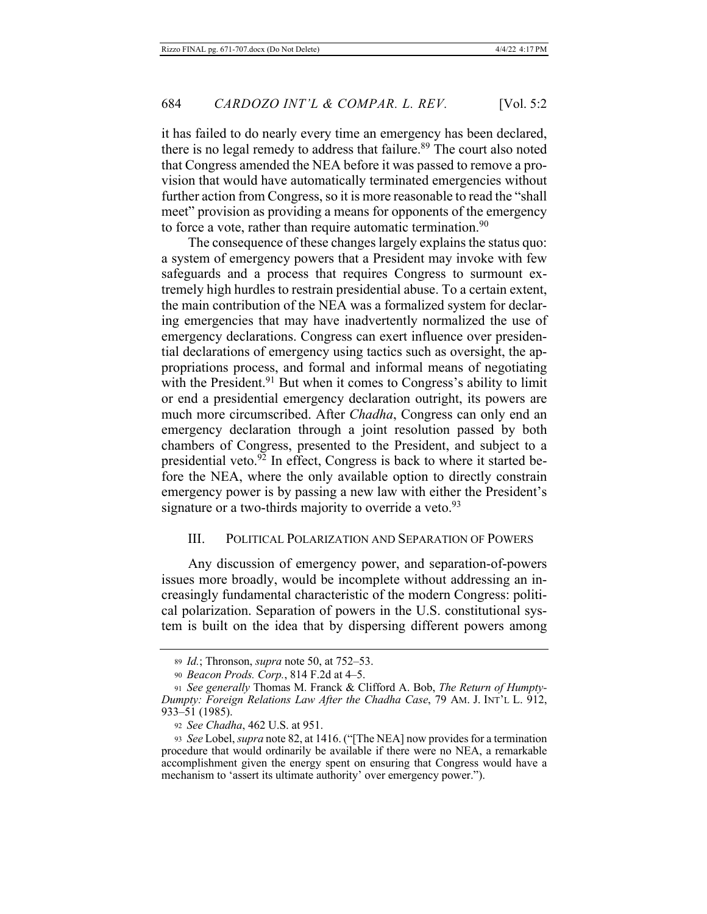it has failed to do nearly every time an emergency has been declared, there is no legal remedy to address that failure.[89] The court also noted that Congress amended the NEA before it was passed to remove a provision that would have automatically terminated emergencies without further action from Congress, so it is more reasonable to read the "shall meet" provision as providing a means for opponents of the emergency to force a vote, rather than require automatic termination.[90]

The consequence of these changes largely explains the status quo: a system of emergency powers that a President may invoke with few safeguards and a process that requires Congress to surmount extremely high hurdles to restrain presidential abuse. To a certain extent, the main contribution of the NEA was a formalized system for declaring emergencies that may have inadvertently normalized the use of emergency declarations. Congress can exert influence over presidential declarations of emergency using tactics such as oversight, the appropriations process, and formal and informal means of negotiating with the President.[91] But when it comes to Congress's ability to limit or end a presidential emergency declaration outright, its powers are much more circumscribed. After *Chadha*, Congress can only end an emergency declaration through a joint resolution passed by both chambers of Congress, presented to the President, and subject to a presidential veto.[92] In effect, Congress is back to where it started before the NEA, where the only available option to directly constrain emergency power is by passing a new law with either the President's signature or a two-thirds majority to override a veto.[93]

## III. Political Polarization and Separation of Powers

Any discussion of emergency power, and separation-of-powers issues more broadly, would be incomplete without addressing an increasingly fundamental characteristic of the modern Congress: political polarization. Separation of powers in the U.S. constitutional system is built on the idea that by dispersing different powers among

---

[89] *Id.*; Thronson, *supra* note 50, at 752–53.

[90] *Beacon Prods. Corp.*, 814 F.2d at 4–5.

[91] *See generally* Thomas M. Franck & Clifford A. Bob, *The Return of Humpty-Dumpty: Foreign Relations Law After the Chadha Case*, 79 AM. J. INT'L L. 912, 933–51 (1985).

[92] *See Chadha*, 462 U.S. at 951.

[93] *See* Lobel, *supra* note 82, at 1416. ("[The NEA] now provides for a termination procedure that would ordinarily be available if there were no NEA, a remarkable accomplishment given the energy spent on ensuring that Congress would have a mechanism to 'assert its ultimate authority' over emergency power.").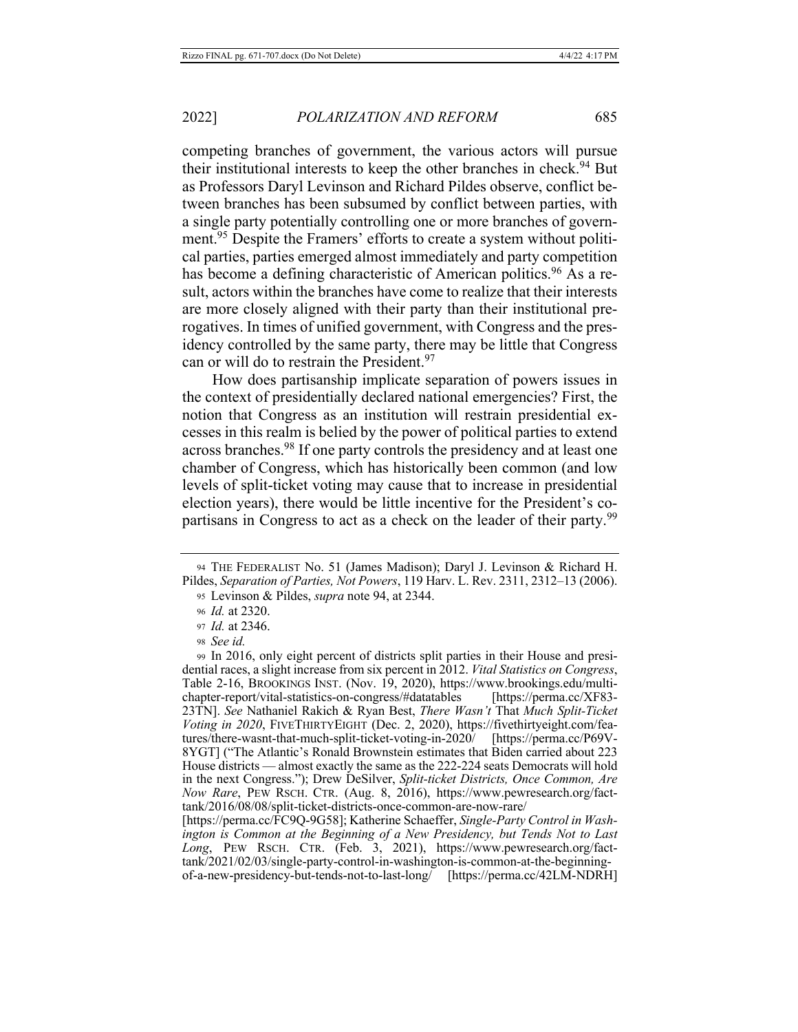competing branches of government, the various actors will pursue their institutional interests to keep the other branches in check.[94] But as Professors Daryl Levinson and Richard Pildes observe, conflict between branches has been subsumed by conflict between parties, with a single party potentially controlling one or more branches of government.[95] Despite the Framers' efforts to create a system without political parties, parties emerged almost immediately and party competition has become a defining characteristic of American politics.[96] As a result, actors within the branches have come to realize that their interests are more closely aligned with their party than their institutional prerogatives. In times of unified government, with Congress and the presidency controlled by the same party, there may be little that Congress can or will do to restrain the President.[97]

How does partisanship implicate separation of powers issues in the context of presidentially declared national emergencies? First, the notion that Congress as an institution will restrain presidential excesses in this realm is belied by the power of political parties to extend across branches.[98] If one party controls the presidency and at least one chamber of Congress, which has historically been common (and low levels of split-ticket voting may cause that to increase in presidential election years), there would be little incentive for the President's co-partisans in Congress to act as a check on the leader of their party.[99]

---

94 THE FEDERALIST No. 51 (James Madison); Daryl J. Levinson & Richard H. Pildes, *Separation of Parties, Not Powers*, 119 Harv. L. Rev. 2311, 2312–13 (2006).

95 Levinson & Pildes, *supra* note 94, at 2344.

96 *Id.* at 2320.

97 *Id.* at 2346.

98 *See id.*

99 In 2016, only eight percent of districts split parties in their House and presidential races, a slight increase from six percent in 2012. *Vital Statistics on Congress*, Table 2-16, BROOKINGS INST. (Nov. 19, 2020), https://www.brookings.edu/multi-chapter-report/vital-statistics-on-congress/#datatables [https://perma.cc/XF83-23TN]. *See* Nathaniel Rakich & Ryan Best, *There Wasn't* That *Much Split-Ticket Voting in 2020*, FIVETHIRTYEIGHT (Dec. 2, 2020), https://fivethirtyeight.com/features/there-wasnt-that-much-split-ticket-voting-in-2020/ [https://perma.cc/P69V-8YGT] ("The Atlantic's Ronald Brownstein estimates that Biden carried about 223 House districts — almost exactly the same as the 222-224 seats Democrats will hold in the next Congress."); Drew DeSilver, *Split-ticket Districts, Once Common, Are Now Rare*, PEW RSCH. CTR. (Aug. 8, 2016), https://www.pewresearch.org/fact-tank/2016/08/08/split-ticket-districts-once-common-are-now-rare/ [https://perma.cc/FC9Q-9G58]; Katherine Schaeffer, *Single-Party Control in Washington is Common at the Beginning of a New Presidency, but Tends Not to Last Long*, PEW RSCH. CTR. (Feb. 3, 2021), https://www.pewresearch.org/fact-tank/2021/02/03/single-party-control-in-washington-is-common-at-the-beginning-of-a-new-presidency-but-tends-not-to-last-long/ [https://perma.cc/42LM-NDRH]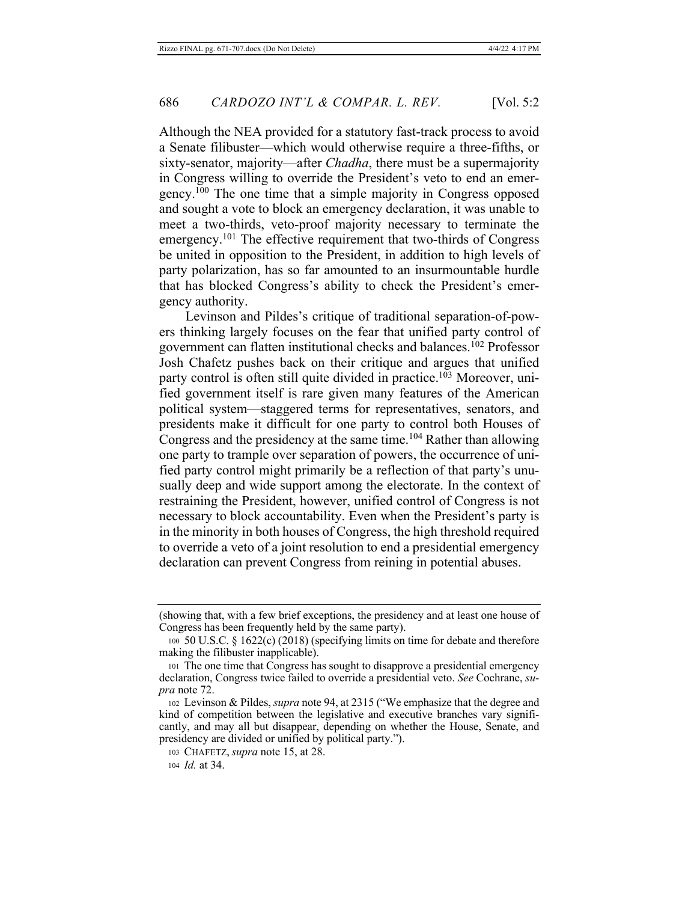Although the NEA provided for a statutory fast-track process to avoid a Senate filibuster—which would otherwise require a three-fifths, or sixty-senator, majority—after *Chadha*, there must be a supermajority in Congress willing to override the President's veto to end an emergency.[100] The one time that a simple majority in Congress opposed and sought a vote to block an emergency declaration, it was unable to meet a two-thirds, veto-proof majority necessary to terminate the emergency.[101] The effective requirement that two-thirds of Congress be united in opposition to the President, in addition to high levels of party polarization, has so far amounted to an insurmountable hurdle that has blocked Congress's ability to check the President's emergency authority.

Levinson and Pildes's critique of traditional separation-of-powers thinking largely focuses on the fear that unified party control of government can flatten institutional checks and balances.[102] Professor Josh Chafetz pushes back on their critique and argues that unified party control is often still quite divided in practice.[103] Moreover, unified government itself is rare given many features of the American political system—staggered terms for representatives, senators, and presidents make it difficult for one party to control both Houses of Congress and the presidency at the same time.[104] Rather than allowing one party to trample over separation of powers, the occurrence of unified party control might primarily be a reflection of that party's unusually deep and wide support among the electorate. In the context of restraining the President, however, unified control of Congress is not necessary to block accountability. Even when the President's party is in the minority in both houses of Congress, the high threshold required to override a veto of a joint resolution to end a presidential emergency declaration can prevent Congress from reining in potential abuses.

---

(showing that, with a few brief exceptions, the presidency and at least one house of Congress has been frequently held by the same party).

100 50 U.S.C. § 1622(c) (2018) (specifying limits on time for debate and therefore making the filibuster inapplicable).

101 The one time that Congress has sought to disapprove a presidential emergency declaration, Congress twice failed to override a presidential veto. *See* Cochrane, *supra* note 72.

102 Levinson & Pildes, *supra* note 94, at 2315 ("We emphasize that the degree and kind of competition between the legislative and executive branches vary significantly, and may all but disappear, depending on whether the House, Senate, and presidency are divided or unified by political party.").

103 CHAFETZ, *supra* note 15, at 28.

104 *Id.* at 34.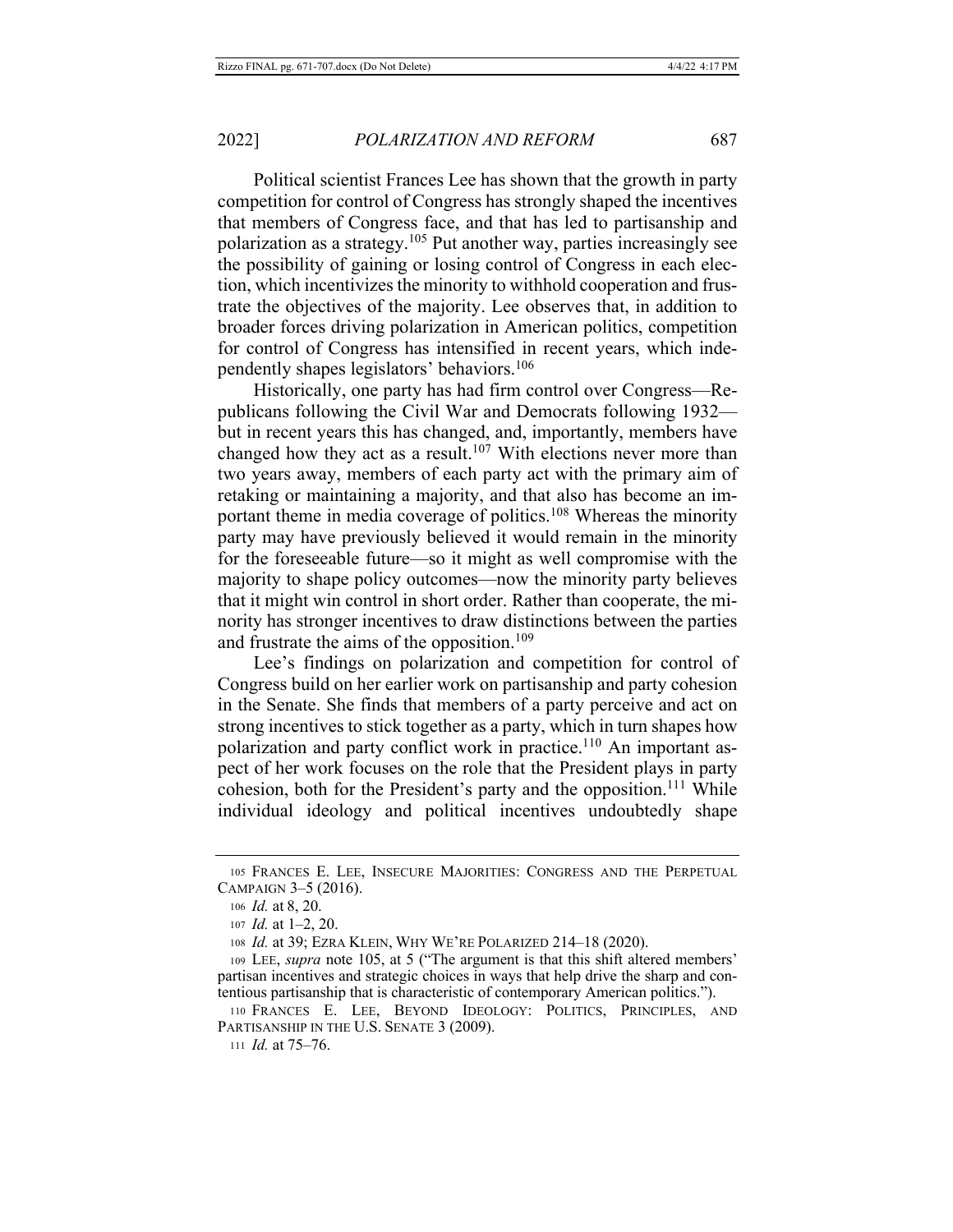Political scientist Frances Lee has shown that the growth in party competition for control of Congress has strongly shaped the incentives that members of Congress face, and that has led to partisanship and polarization as a strategy.[105] Put another way, parties increasingly see the possibility of gaining or losing control of Congress in each election, which incentivizes the minority to withhold cooperation and frustrate the objectives of the majority. Lee observes that, in addition to broader forces driving polarization in American politics, competition for control of Congress has intensified in recent years, which independently shapes legislators' behaviors.[106]

Historically, one party has had firm control over Congress—Republicans following the Civil War and Democrats following 1932—but in recent years this has changed, and, importantly, members have changed how they act as a result.[107] With elections never more than two years away, members of each party act with the primary aim of retaking or maintaining a majority, and that also has become an important theme in media coverage of politics.[108] Whereas the minority party may have previously believed it would remain in the minority for the foreseeable future—so it might as well compromise with the majority to shape policy outcomes—now the minority party believes that it might win control in short order. Rather than cooperate, the minority has stronger incentives to draw distinctions between the parties and frustrate the aims of the opposition.[109]

Lee's findings on polarization and competition for control of Congress build on her earlier work on partisanship and party cohesion in the Senate. She finds that members of a party perceive and act on strong incentives to stick together as a party, which in turn shapes how polarization and party conflict work in practice.[110] An important aspect of her work focuses on the role that the President plays in party cohesion, both for the President's party and the opposition.[111] While individual ideology and political incentives undoubtedly shape

---

[105] FRANCES E. LEE, INSECURE MAJORITIES: CONGRESS AND THE PERPETUAL CAMPAIGN 3–5 (2016).

[106] *Id.* at 8, 20.

[107] *Id.* at 1–2, 20.

[108] *Id.* at 39; EZRA KLEIN, WHY WE'RE POLARIZED 214–18 (2020).

[109] LEE, *supra* note 105, at 5 ("The argument is that this shift altered members' partisan incentives and strategic choices in ways that help drive the sharp and contentious partisanship that is characteristic of contemporary American politics.").

[110] FRANCES E. LEE, BEYOND IDEOLOGY: POLITICS, PRINCIPLES, AND PARTISANSHIP IN THE U.S. SENATE 3 (2009).

[111] *Id.* at 75–76.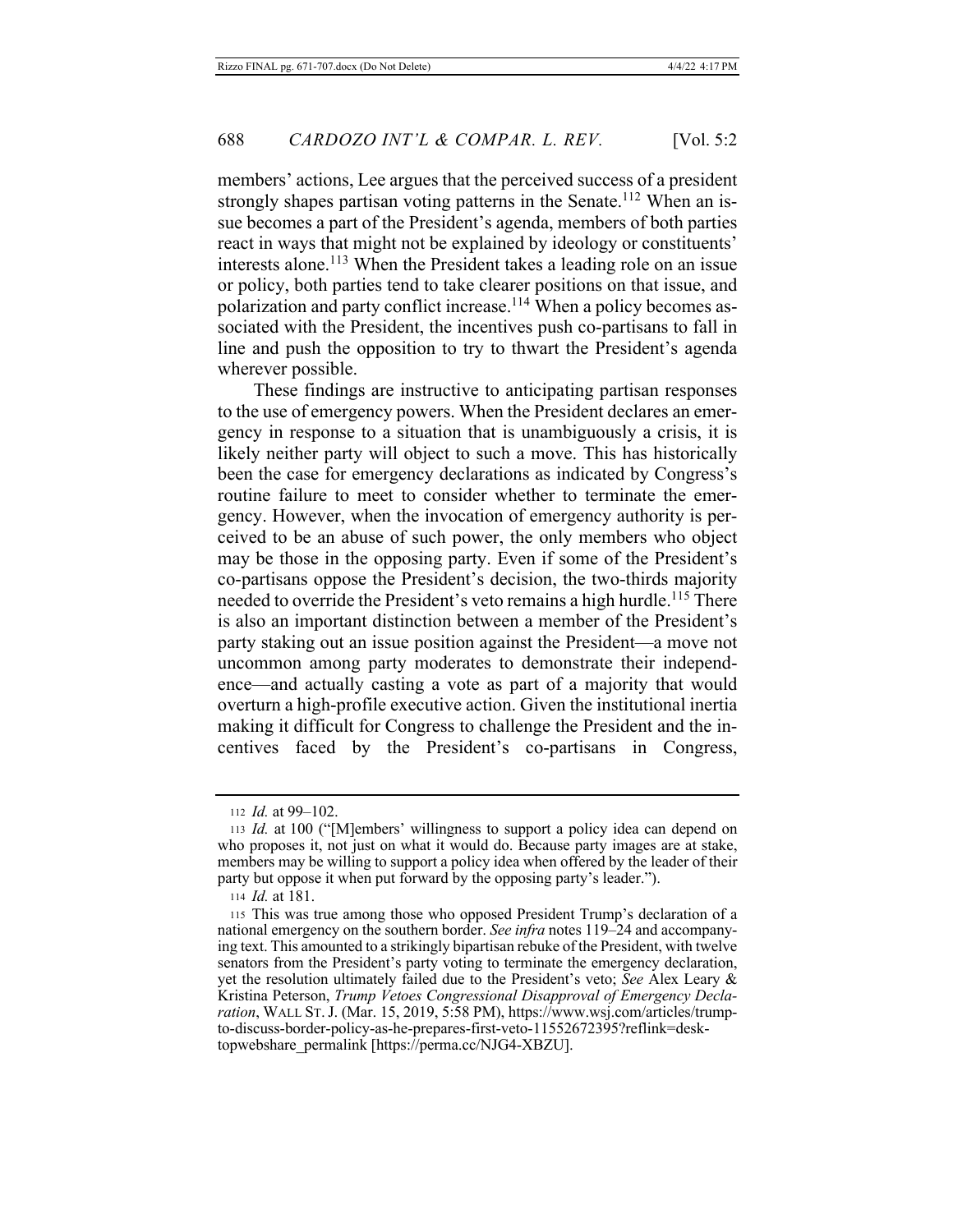members' actions, Lee argues that the perceived success of a president strongly shapes partisan voting patterns in the Senate.[112] When an issue becomes a part of the President's agenda, members of both parties react in ways that might not be explained by ideology or constituents' interests alone.[113] When the President takes a leading role on an issue or policy, both parties tend to take clearer positions on that issue, and polarization and party conflict increase.[114] When a policy becomes associated with the President, the incentives push co-partisans to fall in line and push the opposition to try to thwart the President's agenda wherever possible.

These findings are instructive to anticipating partisan responses to the use of emergency powers. When the President declares an emergency in response to a situation that is unambiguously a crisis, it is likely neither party will object to such a move. This has historically been the case for emergency declarations as indicated by Congress's routine failure to meet to consider whether to terminate the emergency. However, when the invocation of emergency authority is perceived to be an abuse of such power, the only members who object may be those in the opposing party. Even if some of the President's co-partisans oppose the President's decision, the two-thirds majority needed to override the President's veto remains a high hurdle.[115] There is also an important distinction between a member of the President's party staking out an issue position against the President—a move not uncommon among party moderates to demonstrate their independence—and actually casting a vote as part of a majority that would overturn a high-profile executive action. Given the institutional inertia making it difficult for Congress to challenge the President and the incentives faced by the President's co-partisans in Congress,

---

112 *Id.* at 99–102.

113 *Id.* at 100 ("[M]embers' willingness to support a policy idea can depend on who proposes it, not just on what it would do. Because party images are at stake, members may be willing to support a policy idea when offered by the leader of their party but oppose it when put forward by the opposing party's leader.").

114 *Id.* at 181.

115 This was true among those who opposed President Trump's declaration of a national emergency on the southern border. *See infra* notes 119–24 and accompanying text. This amounted to a strikingly bipartisan rebuke of the President, with twelve senators from the President's party voting to terminate the emergency declaration, yet the resolution ultimately failed due to the President's veto; *See* Alex Leary & Kristina Peterson, *Trump Vetoes Congressional Disapproval of Emergency Declaration*, WALL ST. J. (Mar. 15, 2019, 5:58 PM), https://www.wsj.com/articles/trump-to-discuss-border-policy-as-he-prepares-first-veto-11552672395?reflink=desktopwebshare_permalink [https://perma.cc/NJG4-XBZU].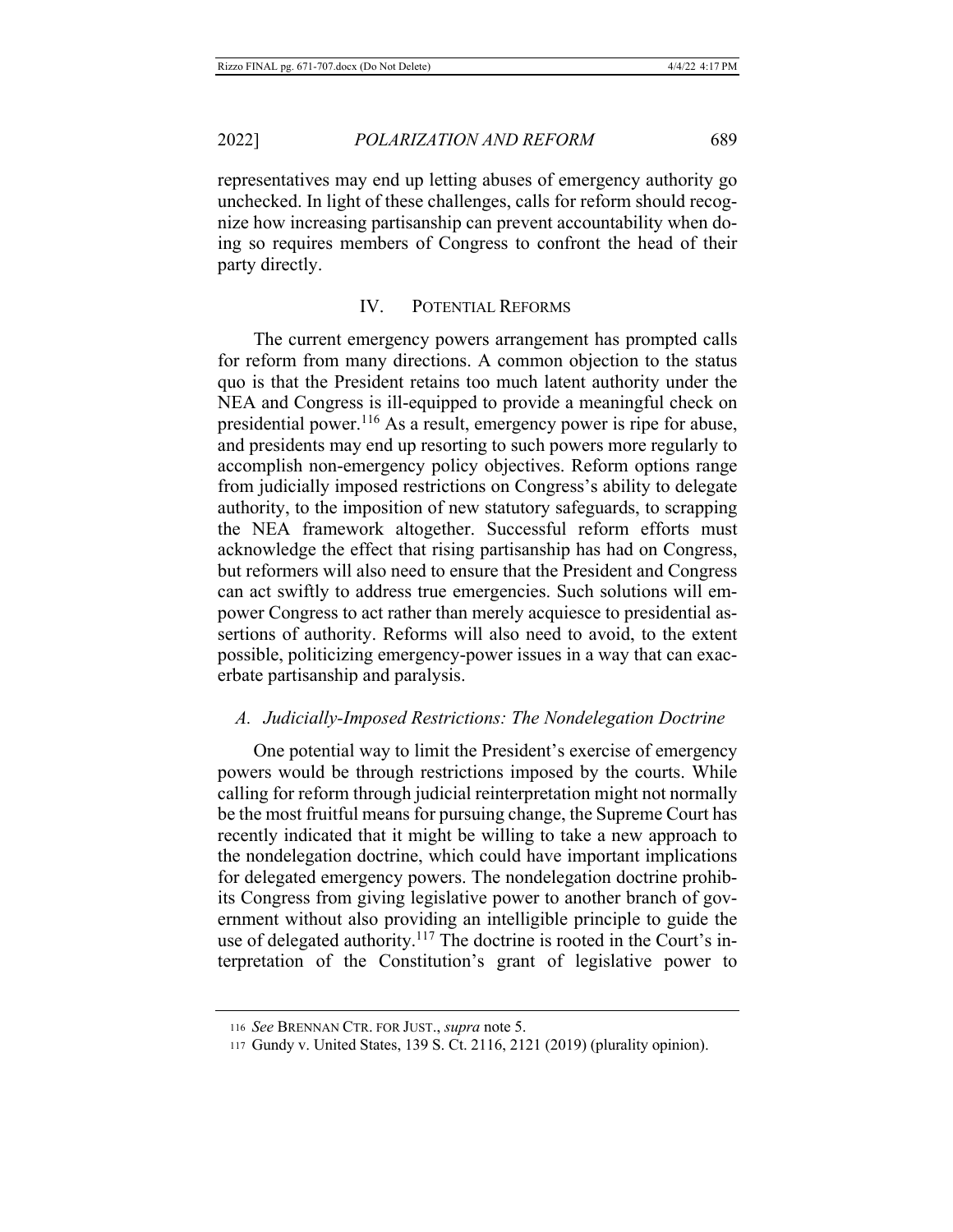representatives may end up letting abuses of emergency authority go unchecked. In light of these challenges, calls for reform should recognize how increasing partisanship can prevent accountability when doing so requires members of Congress to confront the head of their party directly.

## IV. POTENTIAL REFORMS

The current emergency powers arrangement has prompted calls for reform from many directions. A common objection to the status quo is that the President retains too much latent authority under the NEA and Congress is ill-equipped to provide a meaningful check on presidential power.[116] As a result, emergency power is ripe for abuse, and presidents may end up resorting to such powers more regularly to accomplish non-emergency policy objectives. Reform options range from judicially imposed restrictions on Congress's ability to delegate authority, to the imposition of new statutory safeguards, to scrapping the NEA framework altogether. Successful reform efforts must acknowledge the effect that rising partisanship has had on Congress, but reformers will also need to ensure that the President and Congress can act swiftly to address true emergencies. Such solutions will empower Congress to act rather than merely acquiesce to presidential assertions of authority. Reforms will also need to avoid, to the extent possible, politicizing emergency-power issues in a way that can exacerbate partisanship and paralysis.

### *A. Judicially-Imposed Restrictions: The Nondelegation Doctrine*

One potential way to limit the President's exercise of emergency powers would be through restrictions imposed by the courts. While calling for reform through judicial reinterpretation might not normally be the most fruitful means for pursuing change, the Supreme Court has recently indicated that it might be willing to take a new approach to the nondelegation doctrine, which could have important implications for delegated emergency powers. The nondelegation doctrine prohibits Congress from giving legislative power to another branch of government without also providing an intelligible principle to guide the use of delegated authority.[117] The doctrine is rooted in the Court's interpretation of the Constitution's grant of legislative power to

---

116 *See* BRENNAN CTR. FOR JUST., *supra* note 5.

117 Gundy v. United States, 139 S. Ct. 2116, 2121 (2019) (plurality opinion).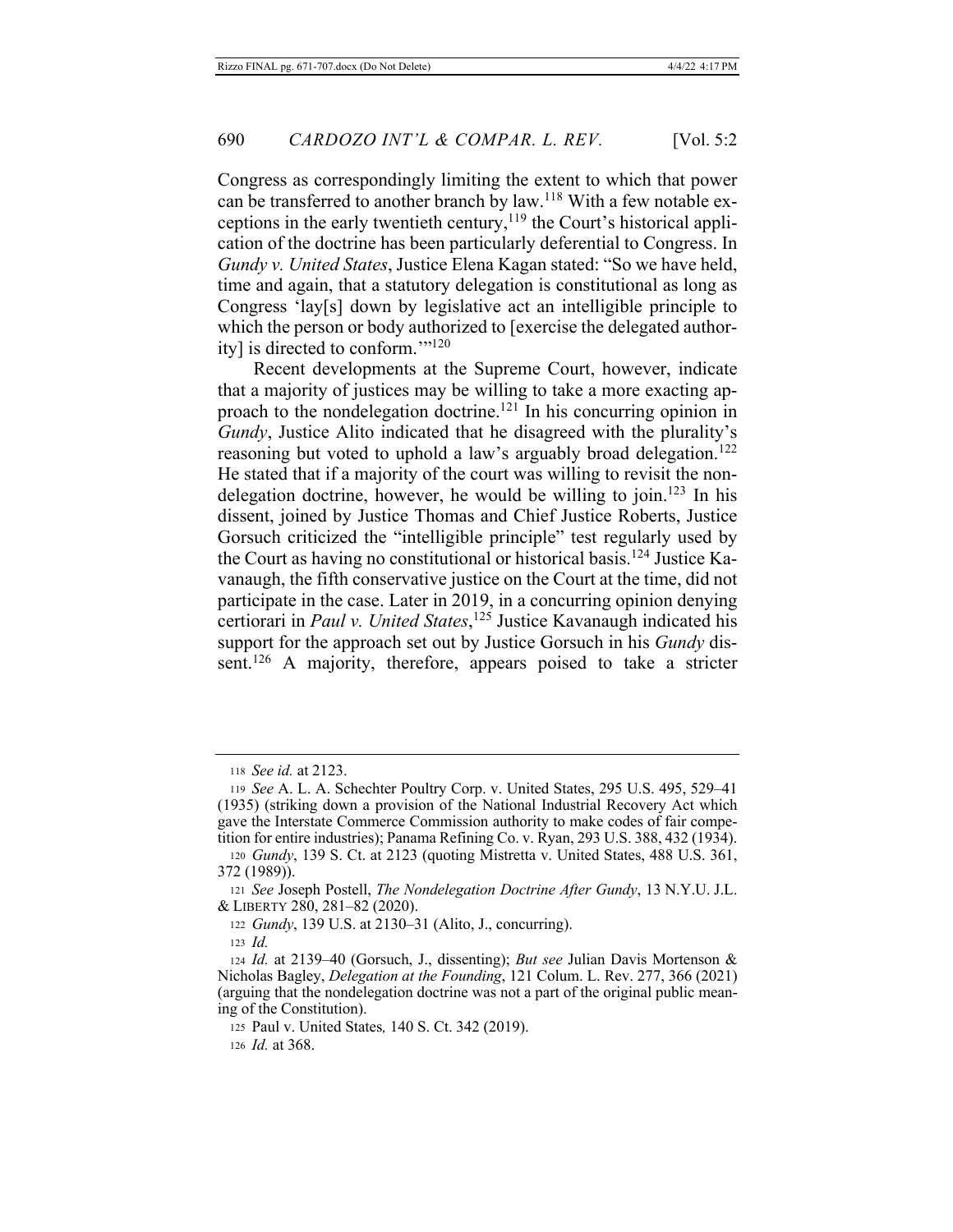Congress as correspondingly limiting the extent to which that power can be transferred to another branch by law.[118] With a few notable exceptions in the early twentieth century,[119] the Court's historical application of the doctrine has been particularly deferential to Congress. In *Gundy v. United States*, Justice Elena Kagan stated: "So we have held, time and again, that a statutory delegation is constitutional as long as Congress 'lay[s] down by legislative act an intelligible principle to which the person or body authorized to [exercise the delegated authority] is directed to conform.'"[120]

Recent developments at the Supreme Court, however, indicate that a majority of justices may be willing to take a more exacting approach to the nondelegation doctrine.[121] In his concurring opinion in *Gundy*, Justice Alito indicated that he disagreed with the plurality's reasoning but voted to uphold a law's arguably broad delegation.[122] He stated that if a majority of the court was willing to revisit the nondelegation doctrine, however, he would be willing to join.[123] In his dissent, joined by Justice Thomas and Chief Justice Roberts, Justice Gorsuch criticized the "intelligible principle" test regularly used by the Court as having no constitutional or historical basis.[124] Justice Kavanaugh, the fifth conservative justice on the Court at the time, did not participate in the case. Later in 2019, in a concurring opinion denying certiorari in *Paul v. United States*,[125] Justice Kavanaugh indicated his support for the approach set out by Justice Gorsuch in his *Gundy* dissent.[126] A majority, therefore, appears poised to take a stricter

---

118 *See id.* at 2123.

119 *See* A. L. A. Schechter Poultry Corp. v. United States, 295 U.S. 495, 529–41 (1935) (striking down a provision of the National Industrial Recovery Act which gave the Interstate Commerce Commission authority to make codes of fair competition for entire industries); Panama Refining Co. v. Ryan, 293 U.S. 388, 432 (1934).

120 *Gundy*, 139 S. Ct. at 2123 (quoting Mistretta v. United States, 488 U.S. 361, 372 (1989)).

121 *See* Joseph Postell, *The Nondelegation Doctrine After Gundy*, 13 N.Y.U. J.L. & LIBERTY 280, 281–82 (2020).

122 *Gundy*, 139 U.S. at 2130–31 (Alito, J., concurring).

123 *Id.*

124 *Id.* at 2139–40 (Gorsuch, J., dissenting); *But see* Julian Davis Mortenson & Nicholas Bagley, *Delegation at the Founding*, 121 Colum. L. Rev. 277, 366 (2021) (arguing that the nondelegation doctrine was not a part of the original public meaning of the Constitution).

125 Paul v. United States*,* 140 S. Ct. 342 (2019).

126 *Id.* at 368.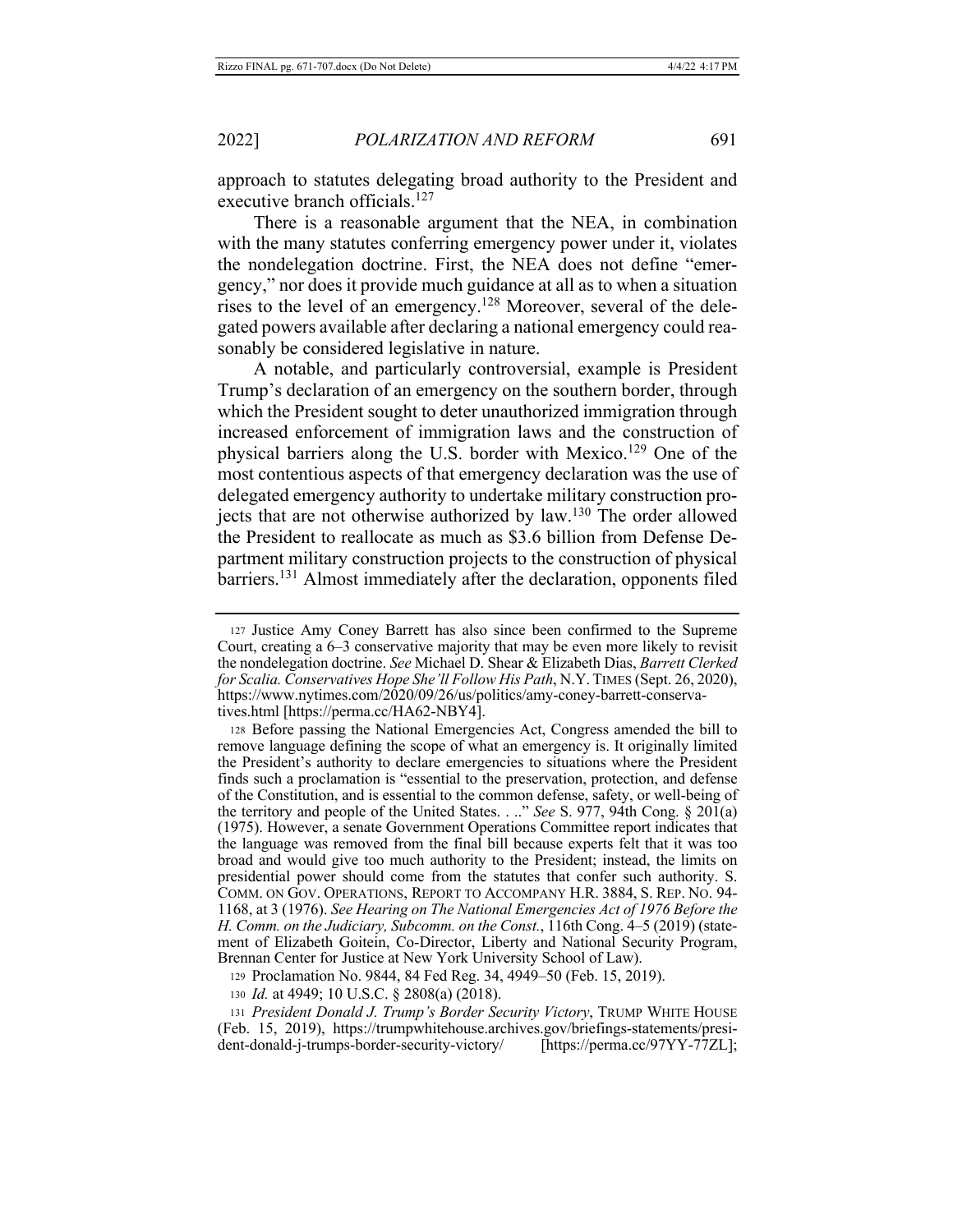approach to statutes delegating broad authority to the President and executive branch officials.[127]

There is a reasonable argument that the NEA, in combination with the many statutes conferring emergency power under it, violates the nondelegation doctrine. First, the NEA does not define "emergency," nor does it provide much guidance at all as to when a situation rises to the level of an emergency.[128] Moreover, several of the delegated powers available after declaring a national emergency could reasonably be considered legislative in nature.

A notable, and particularly controversial, example is President Trump's declaration of an emergency on the southern border, through which the President sought to deter unauthorized immigration through increased enforcement of immigration laws and the construction of physical barriers along the U.S. border with Mexico.[129] One of the most contentious aspects of that emergency declaration was the use of delegated emergency authority to undertake military construction projects that are not otherwise authorized by law.[130] The order allowed the President to reallocate as much as $3.6 billion from Defense Department military construction projects to the construction of physical barriers.[131] Almost immediately after the declaration, opponents filed

---

127 Justice Amy Coney Barrett has also since been confirmed to the Supreme Court, creating a 6–3 conservative majority that may be even more likely to revisit the nondelegation doctrine. *See* Michael D. Shear & Elizabeth Dias, *Barrett Clerked for Scalia. Conservatives Hope She'll Follow His Path*, N.Y. TIMES (Sept. 26, 2020), https://www.nytimes.com/2020/09/26/us/politics/amy-coney-barrett-conservatives.html [https://perma.cc/HA62-NBY4].

128 Before passing the National Emergencies Act, Congress amended the bill to remove language defining the scope of what an emergency is. It originally limited the President's authority to declare emergencies to situations where the President finds such a proclamation is "essential to the preservation, protection, and defense of the Constitution, and is essential to the common defense, safety, or well-being of the territory and people of the United States. . .." *See* S. 977, 94th Cong. § 201(a) (1975). However, a senate Government Operations Committee report indicates that the language was removed from the final bill because experts felt that it was too broad and would give too much authority to the President; instead, the limits on presidential power should come from the statutes that confer such authority. S. COMM. ON GOV. OPERATIONS, REPORT TO ACCOMPANY H.R. 3884, S. REP. NO. 94-1168, at 3 (1976). *See Hearing on The National Emergencies Act of 1976 Before the H. Comm. on the Judiciary, Subcomm. on the Const.*, 116th Cong. 4–5 (2019) (statement of Elizabeth Goitein, Co-Director, Liberty and National Security Program, Brennan Center for Justice at New York University School of Law).

129 Proclamation No. 9844, 84 Fed Reg. 34, 4949–50 (Feb. 15, 2019).

130 *Id.* at 4949; 10 U.S.C. § 2808(a) (2018).

131 *President Donald J. Trump's Border Security Victory*, TRUMP WHITE HOUSE (Feb. 15, 2019), https://trumpwhitehouse.archives.gov/briefings-statements/president-donald-j-trumps-border-security-victory/ [https://perma.cc/97YY-77ZL];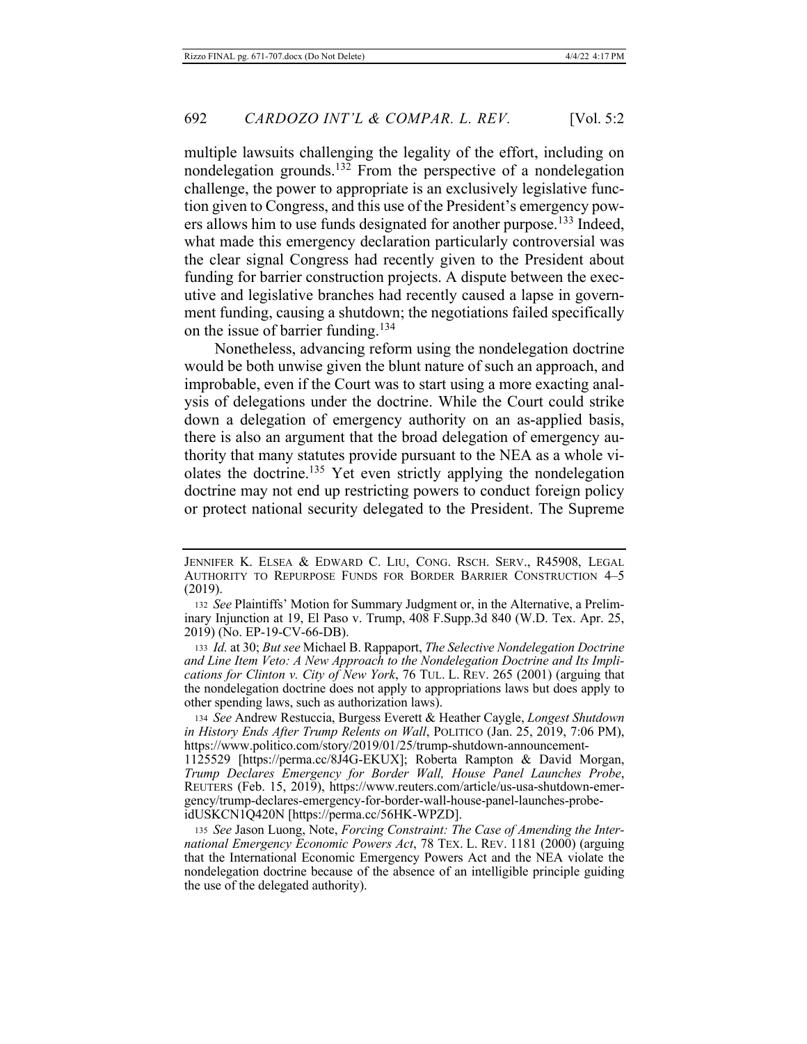multiple lawsuits challenging the legality of the effort, including on nondelegation grounds.[132] From the perspective of a nondelegation challenge, the power to appropriate is an exclusively legislative function given to Congress, and this use of the President's emergency powers allows him to use funds designated for another purpose.[133] Indeed, what made this emergency declaration particularly controversial was the clear signal Congress had recently given to the President about funding for barrier construction projects. A dispute between the executive and legislative branches had recently caused a lapse in government funding, causing a shutdown; the negotiations failed specifically on the issue of barrier funding.[134]

Nonetheless, advancing reform using the nondelegation doctrine would be both unwise given the blunt nature of such an approach, and improbable, even if the Court was to start using a more exacting analysis of delegations under the doctrine. While the Court could strike down a delegation of emergency authority on an as-applied basis, there is also an argument that the broad delegation of emergency authority that many statutes provide pursuant to the NEA as a whole violates the doctrine.[135] Yet even strictly applying the nondelegation doctrine may not end up restricting powers to conduct foreign policy or protect national security delegated to the President. The Supreme

---

JENNIFER K. ELSEA & EDWARD C. LIU, CONG. RSCH. SERV., R45908, LEGAL AUTHORITY TO REPURPOSE FUNDS FOR BORDER BARRIER CONSTRUCTION 4–5 (2019).

132 *See* Plaintiffs' Motion for Summary Judgment or, in the Alternative, a Preliminary Injunction at 19, El Paso v. Trump, 408 F.Supp.3d 840 (W.D. Tex. Apr. 25, 2019) (No. EP-19-CV-66-DB).

133 *Id.* at 30; *But see* Michael B. Rappaport, *The Selective Nondelegation Doctrine and Line Item Veto: A New Approach to the Nondelegation Doctrine and Its Implications for Clinton v. City of New York*, 76 TUL. L. REV. 265 (2001) (arguing that the nondelegation doctrine does not apply to appropriations laws but does apply to other spending laws, such as authorization laws).

134 *See* Andrew Restuccia, Burgess Everett & Heather Caygle, *Longest Shutdown in History Ends After Trump Relents on Wall*, POLITICO (Jan. 25, 2019, 7:06 PM), https://www.politico.com/story/2019/01/25/trump-shutdown-announcement-1125529 [https://perma.cc/8J4G-EKUX]; Roberta Rampton & David Morgan, *Trump Declares Emergency for Border Wall, House Panel Launches Probe*, REUTERS (Feb. 15, 2019), https://www.reuters.com/article/us-usa-shutdown-emergency/trump-declares-emergency-for-border-wall-house-panel-launches-probe-idUSKCN1Q420N [https://perma.cc/56HK-WPZD].

135 *See* Jason Luong, Note, *Forcing Constraint: The Case of Amending the International Emergency Economic Powers Act*, 78 TEX. L. REV. 1181 (2000) (arguing that the International Economic Emergency Powers Act and the NEA violate the nondelegation doctrine because of the absence of an intelligible principle guiding the use of the delegated authority).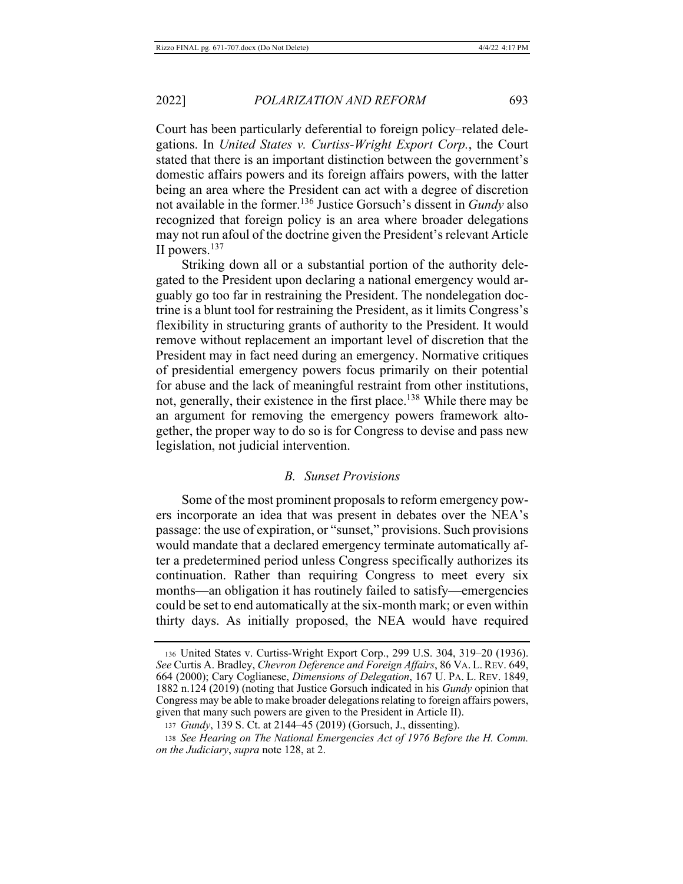Court has been particularly deferential to foreign policy–related delegations. In *United States v. Curtiss-Wright Export Corp.*, the Court stated that there is an important distinction between the government's domestic affairs powers and its foreign affairs powers, with the latter being an area where the President can act with a degree of discretion not available in the former.[136] Justice Gorsuch's dissent in *Gundy* also recognized that foreign policy is an area where broader delegations may not run afoul of the doctrine given the President's relevant Article II powers.[137]

Striking down all or a substantial portion of the authority delegated to the President upon declaring a national emergency would arguably go too far in restraining the President. The nondelegation doctrine is a blunt tool for restraining the President, as it limits Congress's flexibility in structuring grants of authority to the President. It would remove without replacement an important level of discretion that the President may in fact need during an emergency. Normative critiques of presidential emergency powers focus primarily on their potential for abuse and the lack of meaningful restraint from other institutions, not, generally, their existence in the first place.[138] While there may be an argument for removing the emergency powers framework altogether, the proper way to do so is for Congress to devise and pass new legislation, not judicial intervention.

### *B. Sunset Provisions*

Some of the most prominent proposals to reform emergency powers incorporate an idea that was present in debates over the NEA's passage: the use of expiration, or "sunset," provisions. Such provisions would mandate that a declared emergency terminate automatically after a predetermined period unless Congress specifically authorizes its continuation. Rather than requiring Congress to meet every six months—an obligation it has routinely failed to satisfy—emergencies could be set to end automatically at the six-month mark; or even within thirty days. As initially proposed, the NEA would have required

---

136 United States v. Curtiss-Wright Export Corp., 299 U.S. 304, 319–20 (1936). *See* Curtis A. Bradley, *Chevron Deference and Foreign Affairs*, 86 VA. L. REV. 649, 664 (2000); Cary Coglianese, *Dimensions of Delegation*, 167 U. PA. L. REV. 1849, 1882 n.124 (2019) (noting that Justice Gorsuch indicated in his *Gundy* opinion that Congress may be able to make broader delegations relating to foreign affairs powers, given that many such powers are given to the President in Article II).

137 *Gundy*, 139 S. Ct. at 2144–45 (2019) (Gorsuch, J., dissenting).

138 *See Hearing on The National Emergencies Act of 1976 Before the H. Comm. on the Judiciary*, *supra* note 128, at 2.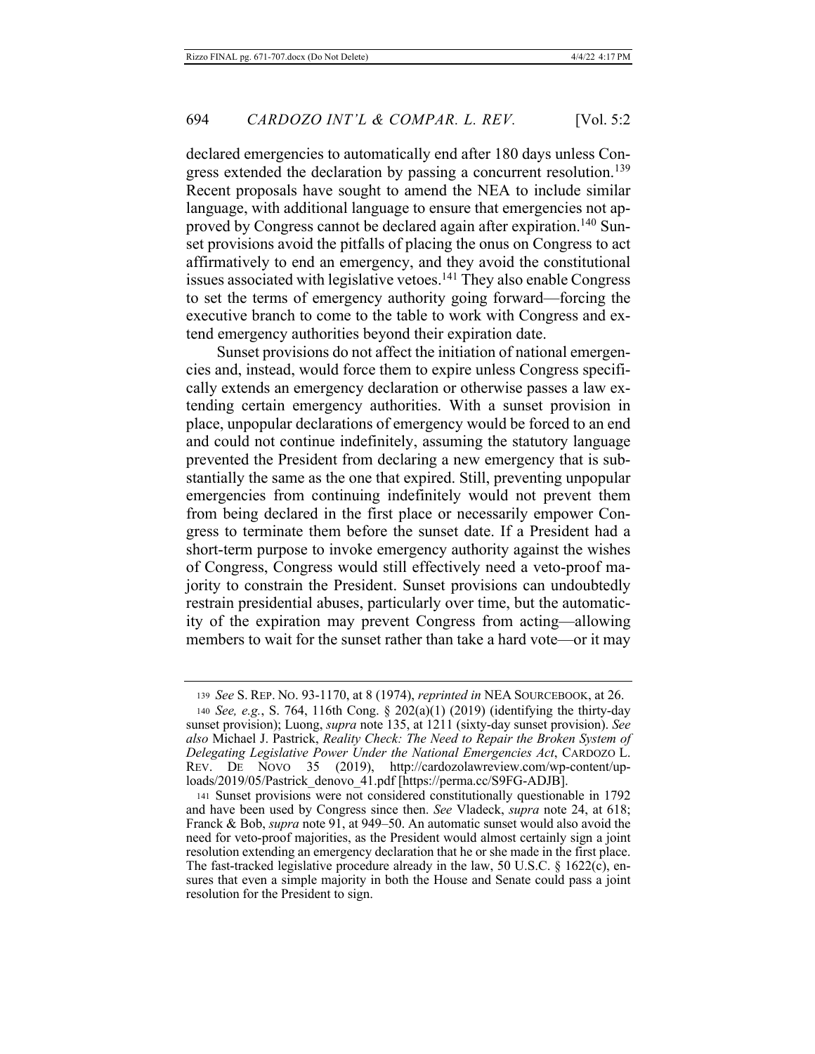declared emergencies to automatically end after 180 days unless Congress extended the declaration by passing a concurrent resolution.[139] Recent proposals have sought to amend the NEA to include similar language, with additional language to ensure that emergencies not approved by Congress cannot be declared again after expiration.[140] Sunset provisions avoid the pitfalls of placing the onus on Congress to act affirmatively to end an emergency, and they avoid the constitutional issues associated with legislative vetoes.[141] They also enable Congress to set the terms of emergency authority going forward—forcing the executive branch to come to the table to work with Congress and extend emergency authorities beyond their expiration date.

Sunset provisions do not affect the initiation of national emergencies and, instead, would force them to expire unless Congress specifically extends an emergency declaration or otherwise passes a law extending certain emergency authorities. With a sunset provision in place, unpopular declarations of emergency would be forced to an end and could not continue indefinitely, assuming the statutory language prevented the President from declaring a new emergency that is substantially the same as the one that expired. Still, preventing unpopular emergencies from continuing indefinitely would not prevent them from being declared in the first place or necessarily empower Congress to terminate them before the sunset date. If a President had a short-term purpose to invoke emergency authority against the wishes of Congress, Congress would still effectively need a veto-proof majority to constrain the President. Sunset provisions can undoubtedly restrain presidential abuses, particularly over time, but the automaticity of the expiration may prevent Congress from acting—allowing members to wait for the sunset rather than take a hard vote—or it may

---

139 *See* S. REP. NO. 93-1170, at 8 (1974), *reprinted in* NEA SOURCEBOOK, at 26.

140 *See, e.g.*, S. 764, 116th Cong. § 202(a)(1) (2019) (identifying the thirty-day sunset provision); Luong, *supra* note 135, at 1211 (sixty-day sunset provision). *See also* Michael J. Pastrick, *Reality Check: The Need to Repair the Broken System of Delegating Legislative Power Under the National Emergencies Act*, CARDOZO L. REV. DE NOVO 35 (2019), http://cardozolawreview.com/wp-content/uploads/2019/05/Pastrick_denovo_41.pdf [https://perma.cc/S9FG-ADJB].

141 Sunset provisions were not considered constitutionally questionable in 1792 and have been used by Congress since then. *See* Vladeck, *supra* note 24, at 618; Franck & Bob, *supra* note 91, at 949–50. An automatic sunset would also avoid the need for veto-proof majorities, as the President would almost certainly sign a joint resolution extending an emergency declaration that he or she made in the first place. The fast-tracked legislative procedure already in the law, 50 U.S.C. § 1622(c), ensures that even a simple majority in both the House and Senate could pass a joint resolution for the President to sign.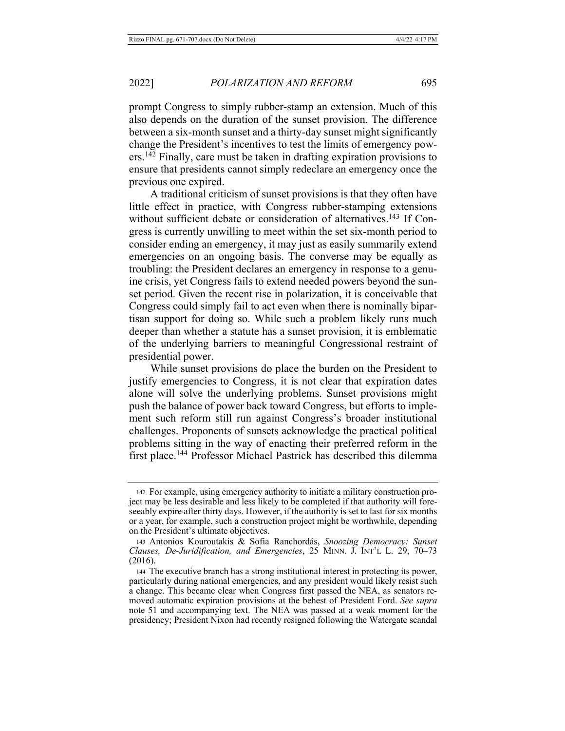prompt Congress to simply rubber-stamp an extension. Much of this also depends on the duration of the sunset provision. The difference between a six-month sunset and a thirty-day sunset might significantly change the President's incentives to test the limits of emergency powers.[142] Finally, care must be taken in drafting expiration provisions to ensure that presidents cannot simply redeclare an emergency once the previous one expired.

A traditional criticism of sunset provisions is that they often have little effect in practice, with Congress rubber-stamping extensions without sufficient debate or consideration of alternatives.[143] If Congress is currently unwilling to meet within the set six-month period to consider ending an emergency, it may just as easily summarily extend emergencies on an ongoing basis. The converse may be equally as troubling: the President declares an emergency in response to a genuine crisis, yet Congress fails to extend needed powers beyond the sunset period. Given the recent rise in polarization, it is conceivable that Congress could simply fail to act even when there is nominally bipartisan support for doing so. While such a problem likely runs much deeper than whether a statute has a sunset provision, it is emblematic of the underlying barriers to meaningful Congressional restraint of presidential power.

While sunset provisions do place the burden on the President to justify emergencies to Congress, it is not clear that expiration dates alone will solve the underlying problems. Sunset provisions might push the balance of power back toward Congress, but efforts to implement such reform still run against Congress's broader institutional challenges. Proponents of sunsets acknowledge the practical political problems sitting in the way of enacting their preferred reform in the first place.[144] Professor Michael Pastrick has described this dilemma

---

142 For example, using emergency authority to initiate a military construction project may be less desirable and less likely to be completed if that authority will foreseeably expire after thirty days. However, if the authority is set to last for six months or a year, for example, such a construction project might be worthwhile, depending on the President's ultimate objectives.

143 Antonios Kouroutakis & Sofia Ranchordás, *Snoozing Democracy: Sunset Clauses, De-Juridification, and Emergencies*, 25 MINN. J. INT'L L. 29, 70–73 (2016).

144 The executive branch has a strong institutional interest in protecting its power, particularly during national emergencies, and any president would likely resist such a change. This became clear when Congress first passed the NEA, as senators removed automatic expiration provisions at the behest of President Ford. *See supra* note 51 and accompanying text. The NEA was passed at a weak moment for the presidency; President Nixon had recently resigned following the Watergate scandal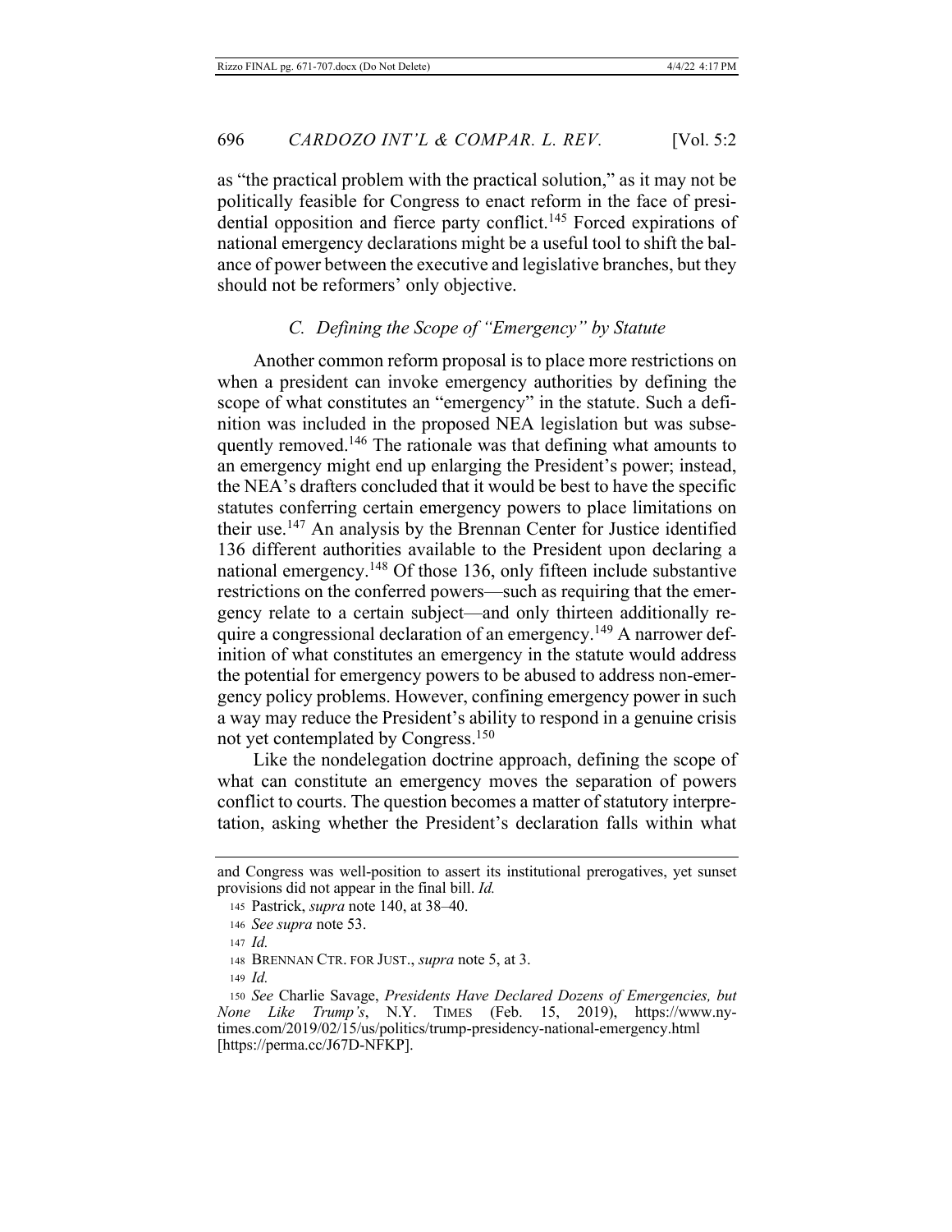as "the practical problem with the practical solution," as it may not be politically feasible for Congress to enact reform in the face of presidential opposition and fierce party conflict.[145] Forced expirations of national emergency declarations might be a useful tool to shift the balance of power between the executive and legislative branches, but they should not be reformers' only objective.

### *C. Defining the Scope of "Emergency" by Statute*

Another common reform proposal is to place more restrictions on when a president can invoke emergency authorities by defining the scope of what constitutes an "emergency" in the statute. Such a definition was included in the proposed NEA legislation but was subsequently removed.[146] The rationale was that defining what amounts to an emergency might end up enlarging the President's power; instead, the NEA's drafters concluded that it would be best to have the specific statutes conferring certain emergency powers to place limitations on their use.[147] An analysis by the Brennan Center for Justice identified 136 different authorities available to the President upon declaring a national emergency.[148] Of those 136, only fifteen include substantive restrictions on the conferred powers—such as requiring that the emergency relate to a certain subject—and only thirteen additionally require a congressional declaration of an emergency.[149] A narrower definition of what constitutes an emergency in the statute would address the potential for emergency powers to be abused to address non-emergency policy problems. However, confining emergency power in such a way may reduce the President's ability to respond in a genuine crisis not yet contemplated by Congress.[150]

Like the nondelegation doctrine approach, defining the scope of what can constitute an emergency moves the separation of powers conflict to courts. The question becomes a matter of statutory interpretation, asking whether the President's declaration falls within what

---

and Congress was well-position to assert its institutional prerogatives, yet sunset provisions did not appear in the final bill. *Id.*

145 Pastrick, *supra* note 140, at 38–40.

146 *See supra* note 53.

147 *Id.*

148 BRENNAN CTR. FOR JUST., *supra* note 5, at 3.

149 *Id.*

150 *See* Charlie Savage, *Presidents Have Declared Dozens of Emergencies, but None Like Trump's*, N.Y. TIMES (Feb. 15, 2019), https://www.nytimes.com/2019/02/15/us/politics/trump-presidency-national-emergency.html [https://perma.cc/J67D-NFKP].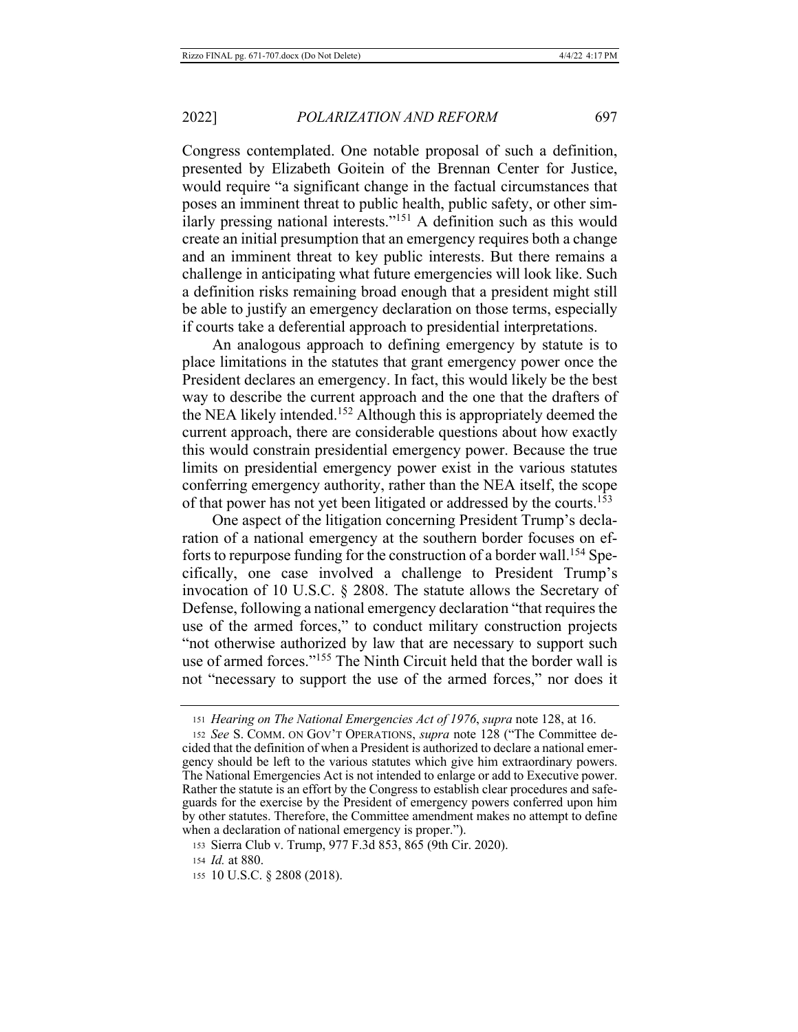Congress contemplated. One notable proposal of such a definition, presented by Elizabeth Goitein of the Brennan Center for Justice, would require "a significant change in the factual circumstances that poses an imminent threat to public health, public safety, or other similarly pressing national interests."[151] A definition such as this would create an initial presumption that an emergency requires both a change and an imminent threat to key public interests. But there remains a challenge in anticipating what future emergencies will look like. Such a definition risks remaining broad enough that a president might still be able to justify an emergency declaration on those terms, especially if courts take a deferential approach to presidential interpretations.

An analogous approach to defining emergency by statute is to place limitations in the statutes that grant emergency power once the President declares an emergency. In fact, this would likely be the best way to describe the current approach and the one that the drafters of the NEA likely intended.[152] Although this is appropriately deemed the current approach, there are considerable questions about how exactly this would constrain presidential emergency power. Because the true limits on presidential emergency power exist in the various statutes conferring emergency authority, rather than the NEA itself, the scope of that power has not yet been litigated or addressed by the courts.[153]

One aspect of the litigation concerning President Trump's declaration of a national emergency at the southern border focuses on efforts to repurpose funding for the construction of a border wall.[154] Specifically, one case involved a challenge to President Trump's invocation of 10 U.S.C. § 2808. The statute allows the Secretary of Defense, following a national emergency declaration "that requires the use of the armed forces," to conduct military construction projects "not otherwise authorized by law that are necessary to support such use of armed forces."[155] The Ninth Circuit held that the border wall is not "necessary to support the use of the armed forces," nor does it

---

151 *Hearing on The National Emergencies Act of 1976*, *supra* note 128, at 16.

152 *See* S. COMM. ON GOV'T OPERATIONS, *supra* note 128 ("The Committee decided that the definition of when a President is authorized to declare a national emergency should be left to the various statutes which give him extraordinary powers. The National Emergencies Act is not intended to enlarge or add to Executive power. Rather the statute is an effort by the Congress to establish clear procedures and safeguards for the exercise by the President of emergency powers conferred upon him by other statutes. Therefore, the Committee amendment makes no attempt to define when a declaration of national emergency is proper.").

153 Sierra Club v. Trump, 977 F.3d 853, 865 (9th Cir. 2020).

154 *Id.* at 880.

155 10 U.S.C. § 2808 (2018).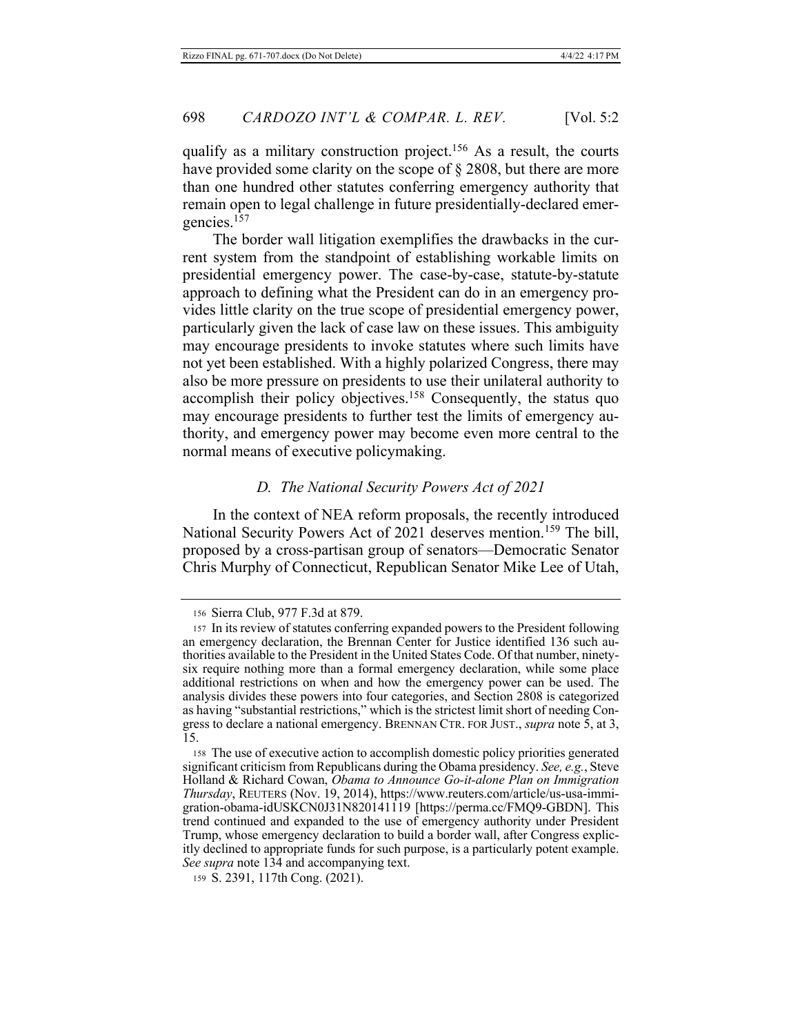qualify as a military construction project.[156] As a result, the courts have provided some clarity on the scope of § 2808, but there are more than one hundred other statutes conferring emergency authority that remain open to legal challenge in future presidentially-declared emergencies.[157]

The border wall litigation exemplifies the drawbacks in the current system from the standpoint of establishing workable limits on presidential emergency power. The case-by-case, statute-by-statute approach to defining what the President can do in an emergency provides little clarity on the true scope of presidential emergency power, particularly given the lack of case law on these issues. This ambiguity may encourage presidents to invoke statutes where such limits have not yet been established. With a highly polarized Congress, there may also be more pressure on presidents to use their unilateral authority to accomplish their policy objectives.[158] Consequently, the status quo may encourage presidents to further test the limits of emergency authority, and emergency power may become even more central to the normal means of executive policymaking.

### *D. The National Security Powers Act of 2021*

In the context of NEA reform proposals, the recently introduced National Security Powers Act of 2021 deserves mention.[159] The bill, proposed by a cross-partisan group of senators—Democratic Senator Chris Murphy of Connecticut, Republican Senator Mike Lee of Utah,

---

156 Sierra Club, 977 F.3d at 879.

157 In its review of statutes conferring expanded powers to the President following an emergency declaration, the Brennan Center for Justice identified 136 such authorities available to the President in the United States Code. Of that number, ninety-six require nothing more than a formal emergency declaration, while some place additional restrictions on when and how the emergency power can be used. The analysis divides these powers into four categories, and Section 2808 is categorized as having "substantial restrictions," which is the strictest limit short of needing Congress to declare a national emergency. BRENNAN CTR. FOR JUST., *supra* note 5, at 3, 15.

158 The use of executive action to accomplish domestic policy priorities generated significant criticism from Republicans during the Obama presidency. *See, e.g.*, Steve Holland & Richard Cowan, *Obama to Announce Go-it-alone Plan on Immigration Thursday*, REUTERS (Nov. 19, 2014), https://www.reuters.com/article/us-usa-immigration-obama-idUSKCN0J31N820141119 [https://perma.cc/FMQ9-GBDN]. This trend continued and expanded to the use of emergency authority under President Trump, whose emergency declaration to build a border wall, after Congress explicitly declined to appropriate funds for such purpose, is a particularly potent example. *See supra* note 134 and accompanying text.

159 S. 2391, 117th Cong. (2021).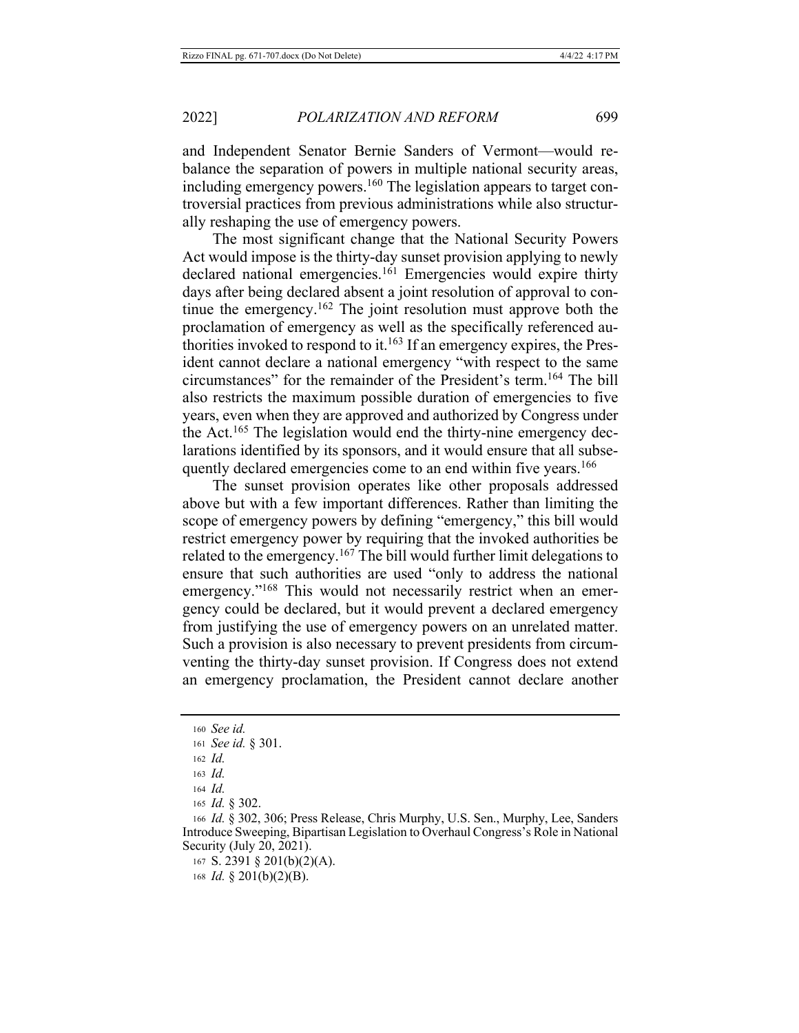and Independent Senator Bernie Sanders of Vermont—would rebalance the separation of powers in multiple national security areas, including emergency powers.[160] The legislation appears to target controversial practices from previous administrations while also structurally reshaping the use of emergency powers.

The most significant change that the National Security Powers Act would impose is the thirty-day sunset provision applying to newly declared national emergencies.[161] Emergencies would expire thirty days after being declared absent a joint resolution of approval to continue the emergency.[162] The joint resolution must approve both the proclamation of emergency as well as the specifically referenced authorities invoked to respond to it.[163] If an emergency expires, the President cannot declare a national emergency "with respect to the same circumstances" for the remainder of the President's term.[164] The bill also restricts the maximum possible duration of emergencies to five years, even when they are approved and authorized by Congress under the Act.[165] The legislation would end the thirty-nine emergency declarations identified by its sponsors, and it would ensure that all subsequently declared emergencies come to an end within five years.[166]

The sunset provision operates like other proposals addressed above but with a few important differences. Rather than limiting the scope of emergency powers by defining "emergency," this bill would restrict emergency power by requiring that the invoked authorities be related to the emergency.[167] The bill would further limit delegations to ensure that such authorities are used "only to address the national emergency."[168] This would not necessarily restrict when an emergency could be declared, but it would prevent a declared emergency from justifying the use of emergency powers on an unrelated matter. Such a provision is also necessary to prevent presidents from circumventing the thirty-day sunset provision. If Congress does not extend an emergency proclamation, the President cannot declare another

---

160 *See id.*

161 *See id.* § 301.

162 *Id.*

163 *Id.*

164 *Id.*

165 *Id.* § 302.

166 *Id.* § 302, 306; Press Release, Chris Murphy, U.S. Sen., Murphy, Lee, Sanders Introduce Sweeping, Bipartisan Legislation to Overhaul Congress's Role in National Security (July 20, 2021).

167 S. 2391 § 201(b)(2)(A).

168 *Id.* § 201(b)(2)(B).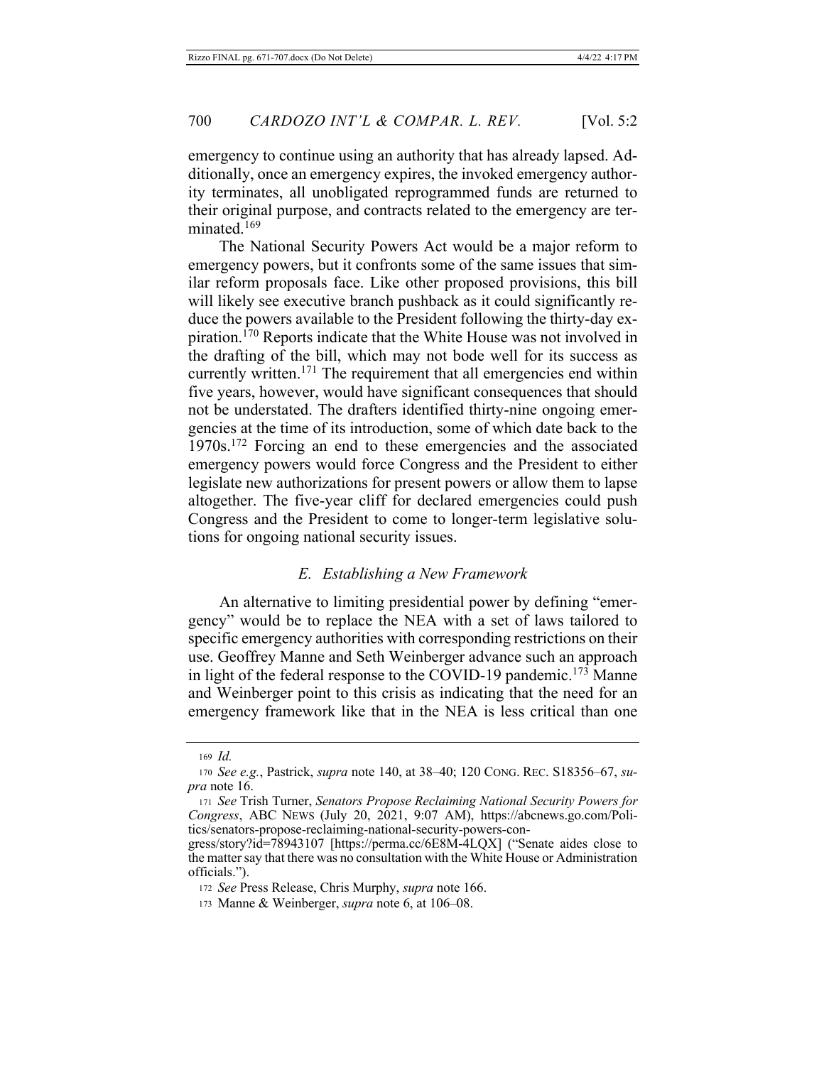emergency to continue using an authority that has already lapsed. Additionally, once an emergency expires, the invoked emergency authority terminates, all unobligated reprogrammed funds are returned to their original purpose, and contracts related to the emergency are terminated.[169]

The National Security Powers Act would be a major reform to emergency powers, but it confronts some of the same issues that similar reform proposals face. Like other proposed provisions, this bill will likely see executive branch pushback as it could significantly reduce the powers available to the President following the thirty-day expiration.[170] Reports indicate that the White House was not involved in the drafting of the bill, which may not bode well for its success as currently written.[171] The requirement that all emergencies end within five years, however, would have significant consequences that should not be understated. The drafters identified thirty-nine ongoing emergencies at the time of its introduction, some of which date back to the 1970s.[172] Forcing an end to these emergencies and the associated emergency powers would force Congress and the President to either legislate new authorizations for present powers or allow them to lapse altogether. The five-year cliff for declared emergencies could push Congress and the President to come to longer-term legislative solutions for ongoing national security issues.

### *E. Establishing a New Framework*

An alternative to limiting presidential power by defining "emergency" would be to replace the NEA with a set of laws tailored to specific emergency authorities with corresponding restrictions on their use. Geoffrey Manne and Seth Weinberger advance such an approach in light of the federal response to the COVID-19 pandemic.[173] Manne and Weinberger point to this crisis as indicating that the need for an emergency framework like that in the NEA is less critical than one

---

169 *Id.*

170 *See e.g.*, Pastrick, *supra* note 140, at 38–40; 120 CONG. REC. S18356–67, *supra* note 16.

171 *See* Trish Turner, *Senators Propose Reclaiming National Security Powers for Congress*, ABC NEWS (July 20, 2021, 9:07 AM), https://abcnews.go.com/Politics/senators-propose-reclaiming-national-security-powers-congress/story?id=78943107 [https://perma.cc/6E8M-4LQX] ("Senate aides close to the matter say that there was no consultation with the White House or Administration officials.").

172 *See* Press Release, Chris Murphy, *supra* note 166.

173 Manne & Weinberger, *supra* note 6, at 106–08.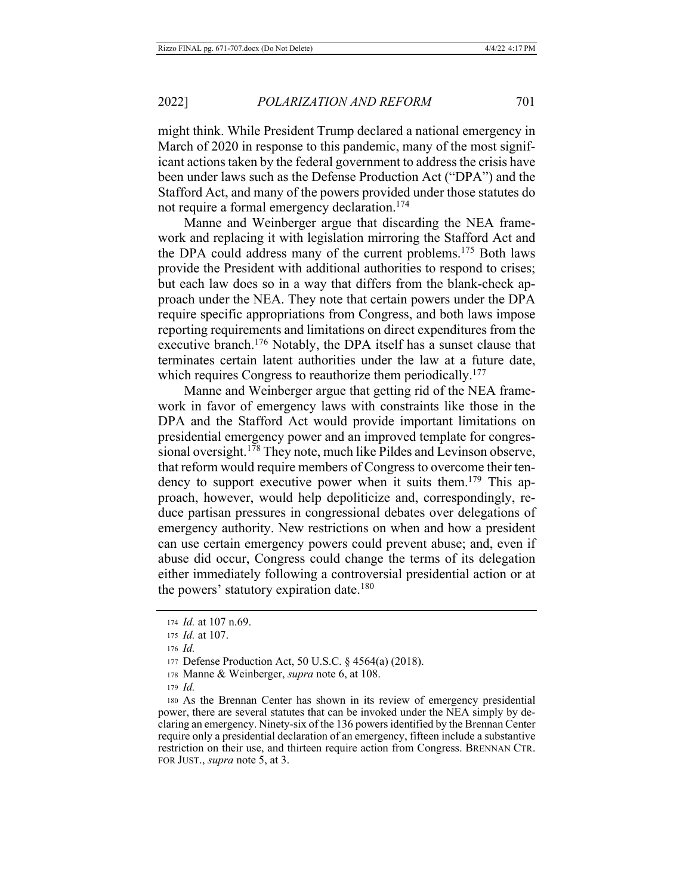might think. While President Trump declared a national emergency in March of 2020 in response to this pandemic, many of the most significant actions taken by the federal government to address the crisis have been under laws such as the Defense Production Act ("DPA") and the Stafford Act, and many of the powers provided under those statutes do not require a formal emergency declaration.[174]

Manne and Weinberger argue that discarding the NEA framework and replacing it with legislation mirroring the Stafford Act and the DPA could address many of the current problems.[175] Both laws provide the President with additional authorities to respond to crises; but each law does so in a way that differs from the blank-check approach under the NEA. They note that certain powers under the DPA require specific appropriations from Congress, and both laws impose reporting requirements and limitations on direct expenditures from the executive branch.[176] Notably, the DPA itself has a sunset clause that terminates certain latent authorities under the law at a future date, which requires Congress to reauthorize them periodically.[177]

Manne and Weinberger argue that getting rid of the NEA framework in favor of emergency laws with constraints like those in the DPA and the Stafford Act would provide important limitations on presidential emergency power and an improved template for congressional oversight.[178] They note, much like Pildes and Levinson observe, that reform would require members of Congress to overcome their tendency to support executive power when it suits them.[179] This approach, however, would help depoliticize and, correspondingly, reduce partisan pressures in congressional debates over delegations of emergency authority. New restrictions on when and how a president can use certain emergency powers could prevent abuse; and, even if abuse did occur, Congress could change the terms of its delegation either immediately following a controversial presidential action or at the powers' statutory expiration date.[180]

---

174 *Id.* at 107 n.69.

175 *Id.* at 107.

176 *Id.*

177 Defense Production Act, 50 U.S.C. § 4564(a) (2018).

178 Manne & Weinberger, *supra* note 6, at 108.

179 *Id.*

180 As the Brennan Center has shown in its review of emergency presidential power, there are several statutes that can be invoked under the NEA simply by declaring an emergency. Ninety-six of the 136 powers identified by the Brennan Center require only a presidential declaration of an emergency, fifteen include a substantive restriction on their use, and thirteen require action from Congress. BRENNAN CTR. FOR JUST., *supra* note 5, at 3.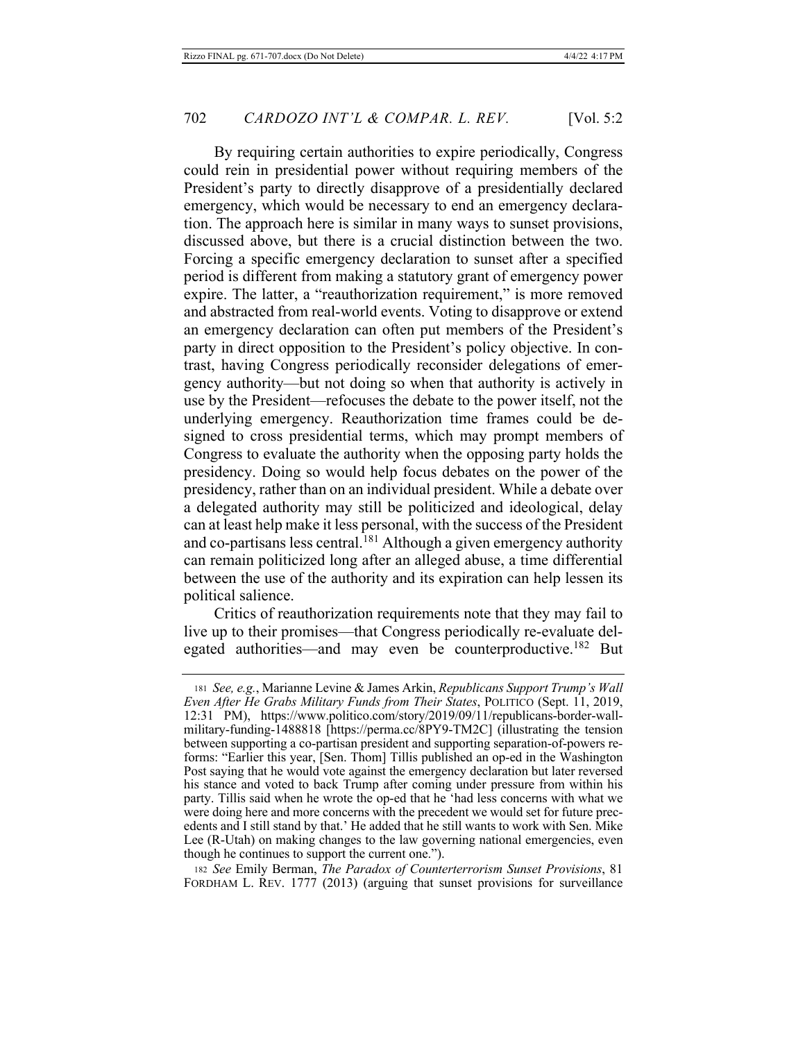By requiring certain authorities to expire periodically, Congress could rein in presidential power without requiring members of the President's party to directly disapprove of a presidentially declared emergency, which would be necessary to end an emergency declaration. The approach here is similar in many ways to sunset provisions, discussed above, but there is a crucial distinction between the two. Forcing a specific emergency declaration to sunset after a specified period is different from making a statutory grant of emergency power expire. The latter, a "reauthorization requirement," is more removed and abstracted from real-world events. Voting to disapprove or extend an emergency declaration can often put members of the President's party in direct opposition to the President's policy objective. In contrast, having Congress periodically reconsider delegations of emergency authority—but not doing so when that authority is actively in use by the President—refocuses the debate to the power itself, not the underlying emergency. Reauthorization time frames could be designed to cross presidential terms, which may prompt members of Congress to evaluate the authority when the opposing party holds the presidency. Doing so would help focus debates on the power of the presidency, rather than on an individual president. While a debate over a delegated authority may still be politicized and ideological, delay can at least help make it less personal, with the success of the President and co-partisans less central.[181] Although a given emergency authority can remain politicized long after an alleged abuse, a time differential between the use of the authority and its expiration can help lessen its political salience.

Critics of reauthorization requirements note that they may fail to live up to their promises—that Congress periodically re-evaluate delegated authorities—and may even be counterproductive.[182] But

---

181 *See, e.g.*, Marianne Levine & James Arkin, *Republicans Support Trump's Wall Even After He Grabs Military Funds from Their States*, POLITICO (Sept. 11, 2019, 12:31 PM), https://www.politico.com/story/2019/09/11/republicans-border-wall-military-funding-1488818 [https://perma.cc/8PY9-TM2C] (illustrating the tension between supporting a co-partisan president and supporting separation-of-powers reforms: "Earlier this year, [Sen. Thom] Tillis published an op-ed in the Washington Post saying that he would vote against the emergency declaration but later reversed his stance and voted to back Trump after coming under pressure from within his party. Tillis said when he wrote the op-ed that he 'had less concerns with what we were doing here and more concerns with the precedent we would set for future precedents and I still stand by that.' He added that he still wants to work with Sen. Mike Lee (R-Utah) on making changes to the law governing national emergencies, even though he continues to support the current one.").

182 *See* Emily Berman, *The Paradox of Counterterrorism Sunset Provisions*, 81 FORDHAM L. REV. 1777 (2013) (arguing that sunset provisions for surveillance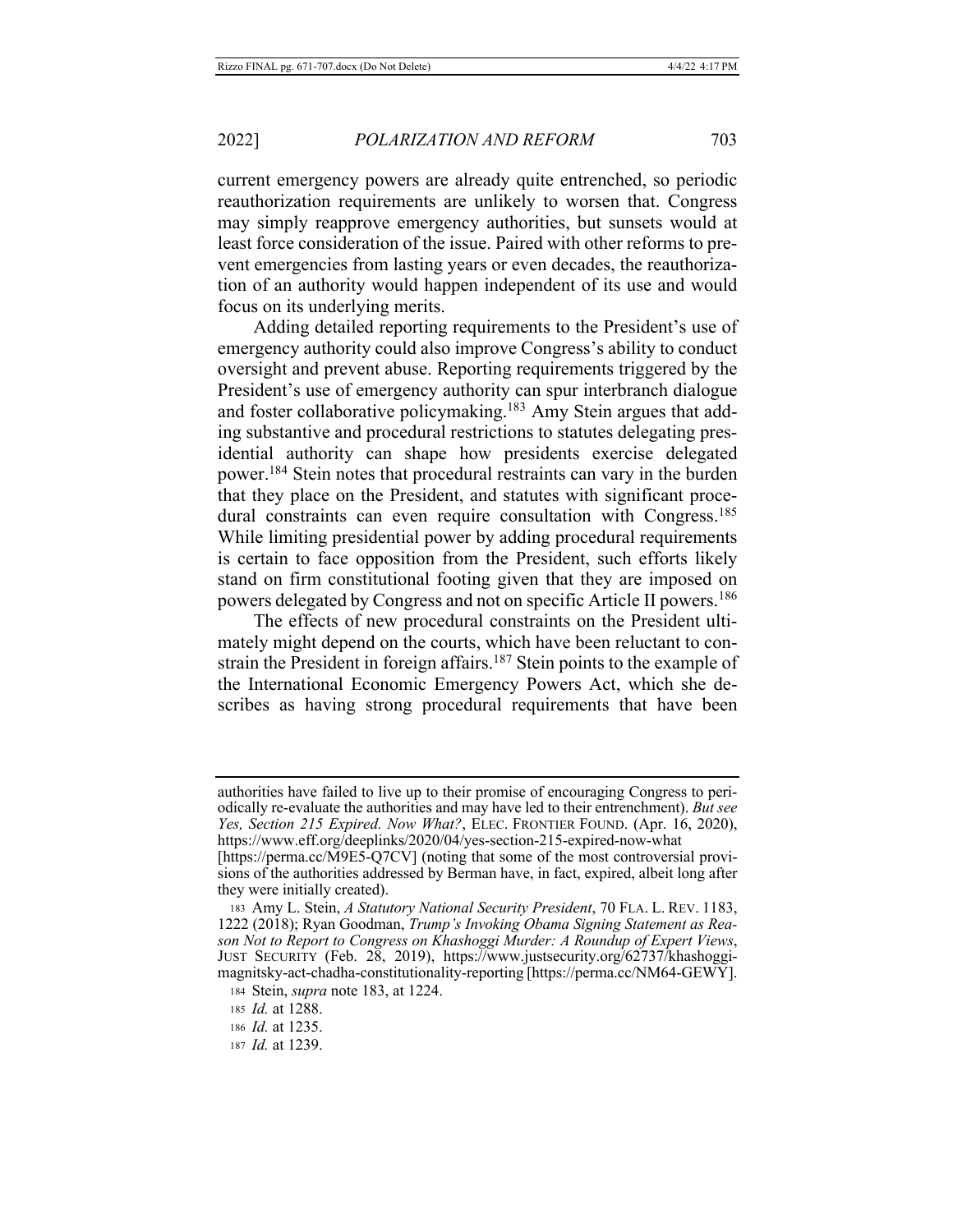current emergency powers are already quite entrenched, so periodic reauthorization requirements are unlikely to worsen that. Congress may simply reapprove emergency authorities, but sunsets would at least force consideration of the issue. Paired with other reforms to prevent emergencies from lasting years or even decades, the reauthorization of an authority would happen independent of its use and would focus on its underlying merits.

Adding detailed reporting requirements to the President's use of emergency authority could also improve Congress's ability to conduct oversight and prevent abuse. Reporting requirements triggered by the President's use of emergency authority can spur interbranch dialogue and foster collaborative policymaking.[183] Amy Stein argues that adding substantive and procedural restrictions to statutes delegating presidential authority can shape how presidents exercise delegated power.[184] Stein notes that procedural restraints can vary in the burden that they place on the President, and statutes with significant procedural constraints can even require consultation with Congress.[185] While limiting presidential power by adding procedural requirements is certain to face opposition from the President, such efforts likely stand on firm constitutional footing given that they are imposed on powers delegated by Congress and not on specific Article II powers.[186]

The effects of new procedural constraints on the President ultimately might depend on the courts, which have been reluctant to constrain the President in foreign affairs.[187] Stein points to the example of the International Economic Emergency Powers Act, which she describes as having strong procedural requirements that have been

---

authorities have failed to live up to their promise of encouraging Congress to periodically re-evaluate the authorities and may have led to their entrenchment). *But see Yes, Section 215 Expired. Now What?*, ELEC. FRONTIER FOUND. (Apr. 16, 2020), https://www.eff.org/deeplinks/2020/04/yes-section-215-expired-now-what [https://perma.cc/M9E5-Q7CV] (noting that some of the most controversial provisions of the authorities addressed by Berman have, in fact, expired, albeit long after they were initially created).

183 Amy L. Stein, *A Statutory National Security President*, 70 FLA. L. REV. 1183, 1222 (2018); Ryan Goodman, *Trump's Invoking Obama Signing Statement as Reason Not to Report to Congress on Khashoggi Murder: A Roundup of Expert Views*, JUST SECURITY (Feb. 28, 2019), https://www.justsecurity.org/62737/khashoggi-magnitsky-act-chadha-constitutionality-reporting [https://perma.cc/NM64-GEWY].

184 Stein, *supra* note 183, at 1224.

185 *Id.* at 1288.

186 *Id.* at 1235.

187 *Id.* at 1239.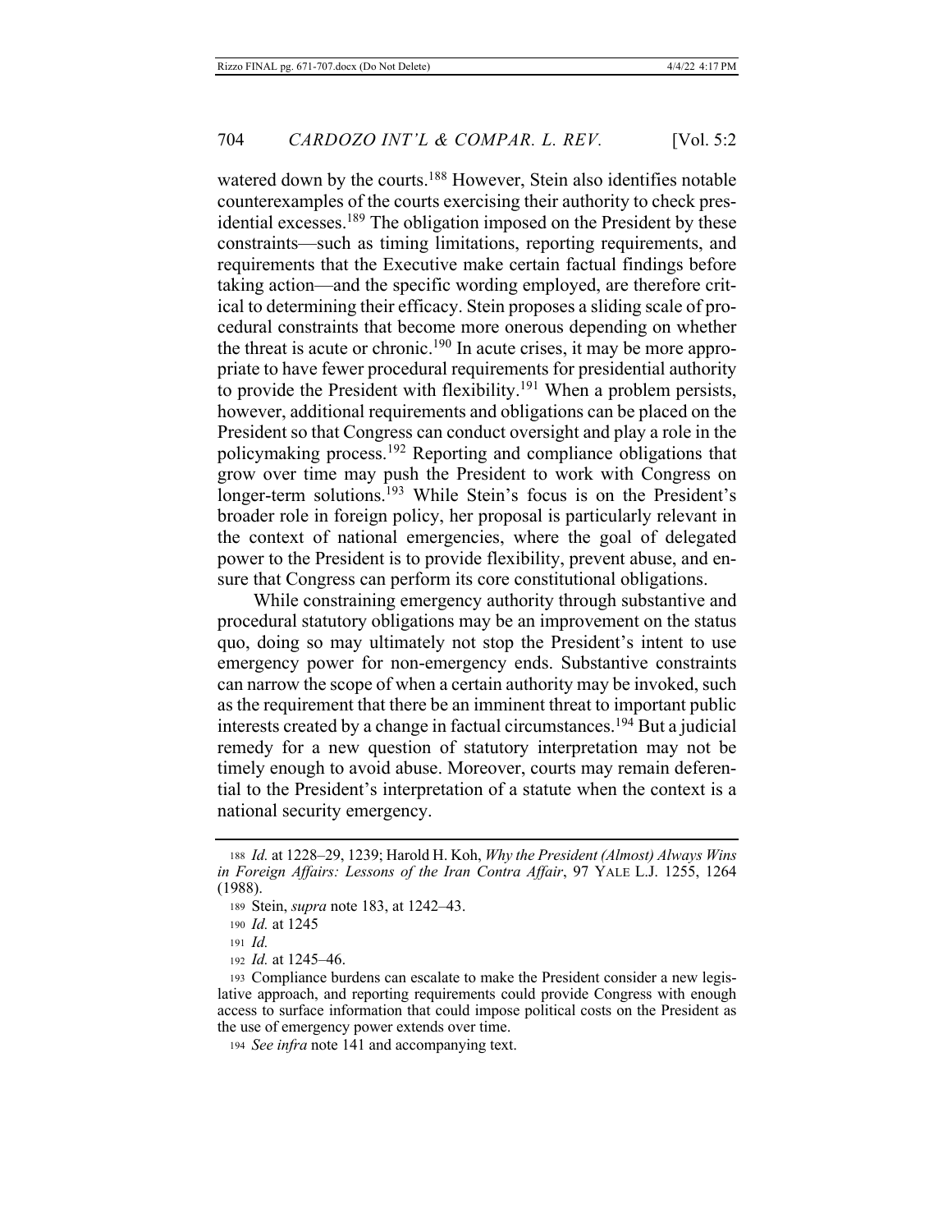watered down by the courts.[188] However, Stein also identifies notable counterexamples of the courts exercising their authority to check presidential excesses.[189] The obligation imposed on the President by these constraints—such as timing limitations, reporting requirements, and requirements that the Executive make certain factual findings before taking action—and the specific wording employed, are therefore critical to determining their efficacy. Stein proposes a sliding scale of procedural constraints that become more onerous depending on whether the threat is acute or chronic.[190] In acute crises, it may be more appropriate to have fewer procedural requirements for presidential authority to provide the President with flexibility.[191] When a problem persists, however, additional requirements and obligations can be placed on the President so that Congress can conduct oversight and play a role in the policymaking process.[192] Reporting and compliance obligations that grow over time may push the President to work with Congress on longer-term solutions.[193] While Stein's focus is on the President's broader role in foreign policy, her proposal is particularly relevant in the context of national emergencies, where the goal of delegated power to the President is to provide flexibility, prevent abuse, and ensure that Congress can perform its core constitutional obligations.

While constraining emergency authority through substantive and procedural statutory obligations may be an improvement on the status quo, doing so may ultimately not stop the President's intent to use emergency power for non-emergency ends. Substantive constraints can narrow the scope of when a certain authority may be invoked, such as the requirement that there be an imminent threat to important public interests created by a change in factual circumstances.[194] But a judicial remedy for a new question of statutory interpretation may not be timely enough to avoid abuse. Moreover, courts may remain deferential to the President's interpretation of a statute when the context is a national security emergency.

---

188 *Id.* at 1228–29, 1239; Harold H. Koh, *Why the President (Almost) Always Wins in Foreign Affairs: Lessons of the Iran Contra Affair*, 97 YALE L.J. 1255, 1264 (1988).

189 Stein, *supra* note 183, at 1242–43.

190 *Id.* at 1245

191 *Id.*

192 *Id.* at 1245–46.

193 Compliance burdens can escalate to make the President consider a new legislative approach, and reporting requirements could provide Congress with enough access to surface information that could impose political costs on the President as the use of emergency power extends over time.

194 *See infra* note 141 and accompanying text.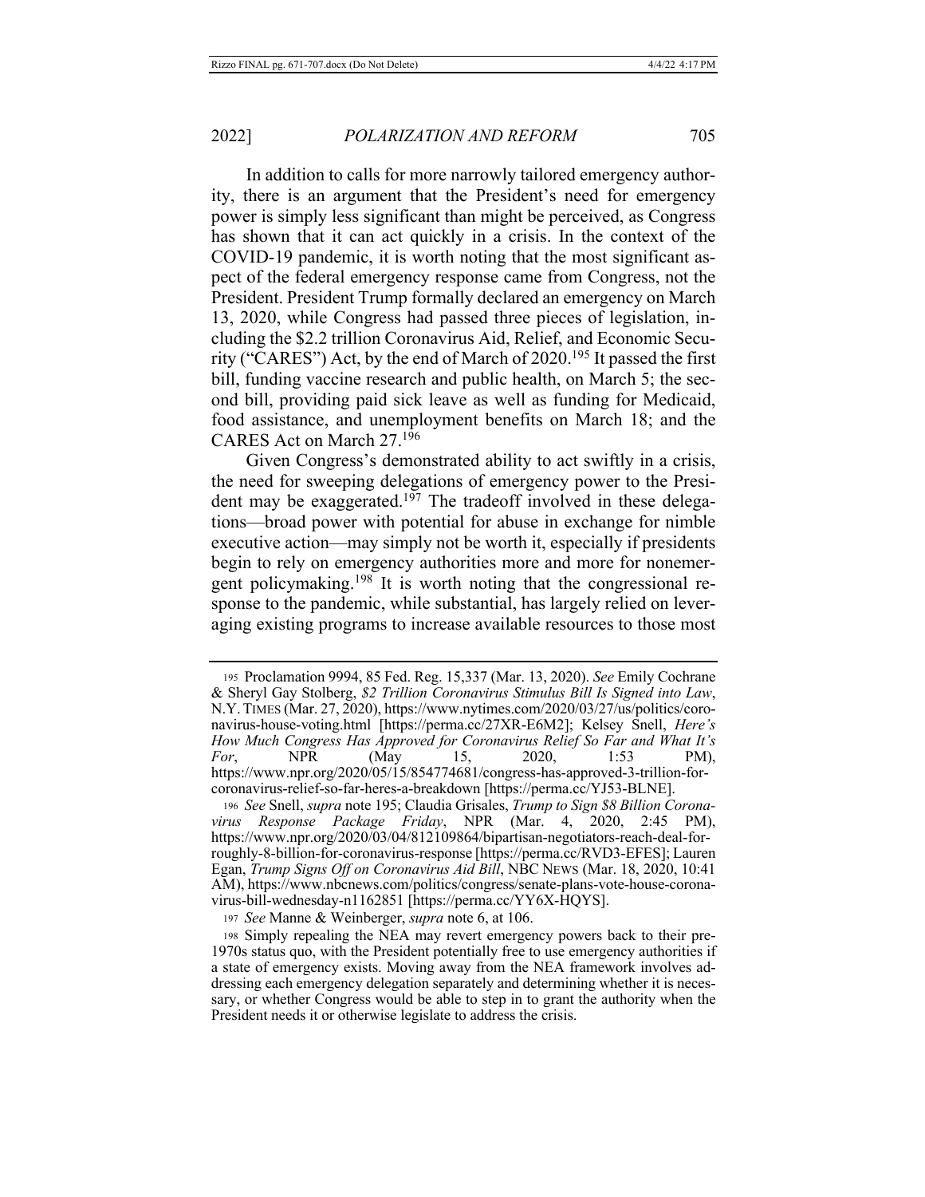In addition to calls for more narrowly tailored emergency authority, there is an argument that the President's need for emergency power is simply less significant than might be perceived, as Congress has shown that it can act quickly in a crisis. In the context of the COVID-19 pandemic, it is worth noting that the most significant aspect of the federal emergency response came from Congress, not the President. President Trump formally declared an emergency on March 13, 2020, while Congress had passed three pieces of legislation, including the $2.2 trillion Coronavirus Aid, Relief, and Economic Security ("CARES") Act, by the end of March of 2020.[195] It passed the first bill, funding vaccine research and public health, on March 5; the second bill, providing paid sick leave as well as funding for Medicaid, food assistance, and unemployment benefits on March 18; and the CARES Act on March 27.[196]

Given Congress's demonstrated ability to act swiftly in a crisis, the need for sweeping delegations of emergency power to the President may be exaggerated.[197] The tradeoff involved in these delegations—broad power with potential for abuse in exchange for nimble executive action—may simply not be worth it, especially if presidents begin to rely on emergency authorities more and more for nonemergent policymaking.[198] It is worth noting that the congressional response to the pandemic, while substantial, has largely relied on leveraging existing programs to increase available resources to those most

---

195 Proclamation 9994, 85 Fed. Reg. 15,337 (Mar. 13, 2020). *See* Emily Cochrane & Sheryl Gay Stolberg, *$2 Trillion Coronavirus Stimulus Bill Is Signed into Law*, N.Y. TIMES (Mar. 27, 2020), https://www.nytimes.com/2020/03/27/us/politics/coronavirus-house-voting.html [https://perma.cc/27XR-E6M2]; Kelsey Snell, *Here's How Much Congress Has Approved for Coronavirus Relief So Far and What It's For*, NPR (May 15, 2020, 1:53 PM), https://www.npr.org/2020/05/15/854774681/congress-has-approved-3-trillion-for-coronavirus-relief-so-far-heres-a-breakdown [https://perma.cc/YJ53-BLNE].

196 *See* Snell, *supra* note 195; Claudia Grisales, *Trump to Sign $8 Billion Coronavirus Response Package Friday*, NPR (Mar. 4, 2020, 2:45 PM), https://www.npr.org/2020/03/04/812109864/bipartisan-negotiators-reach-deal-for-roughly-8-billion-for-coronavirus-response [https://perma.cc/RVD3-EFES]; Lauren Egan, *Trump Signs Off on Coronavirus Aid Bill*, NBC NEWS (Mar. 18, 2020, 10:41 AM), https://www.nbcnews.com/politics/congress/senate-plans-vote-house-coronavirus-bill-wednesday-n1162851 [https://perma.cc/YY6X-HQYS].

197 *See* Manne & Weinberger, *supra* note 6, at 106.

198 Simply repealing the NEA may revert emergency powers back to their pre-1970s status quo, with the President potentially free to use emergency authorities if a state of emergency exists. Moving away from the NEA framework involves addressing each emergency delegation separately and determining whether it is necessary, or whether Congress would be able to step in to grant the authority when the President needs it or otherwise legislate to address the crisis.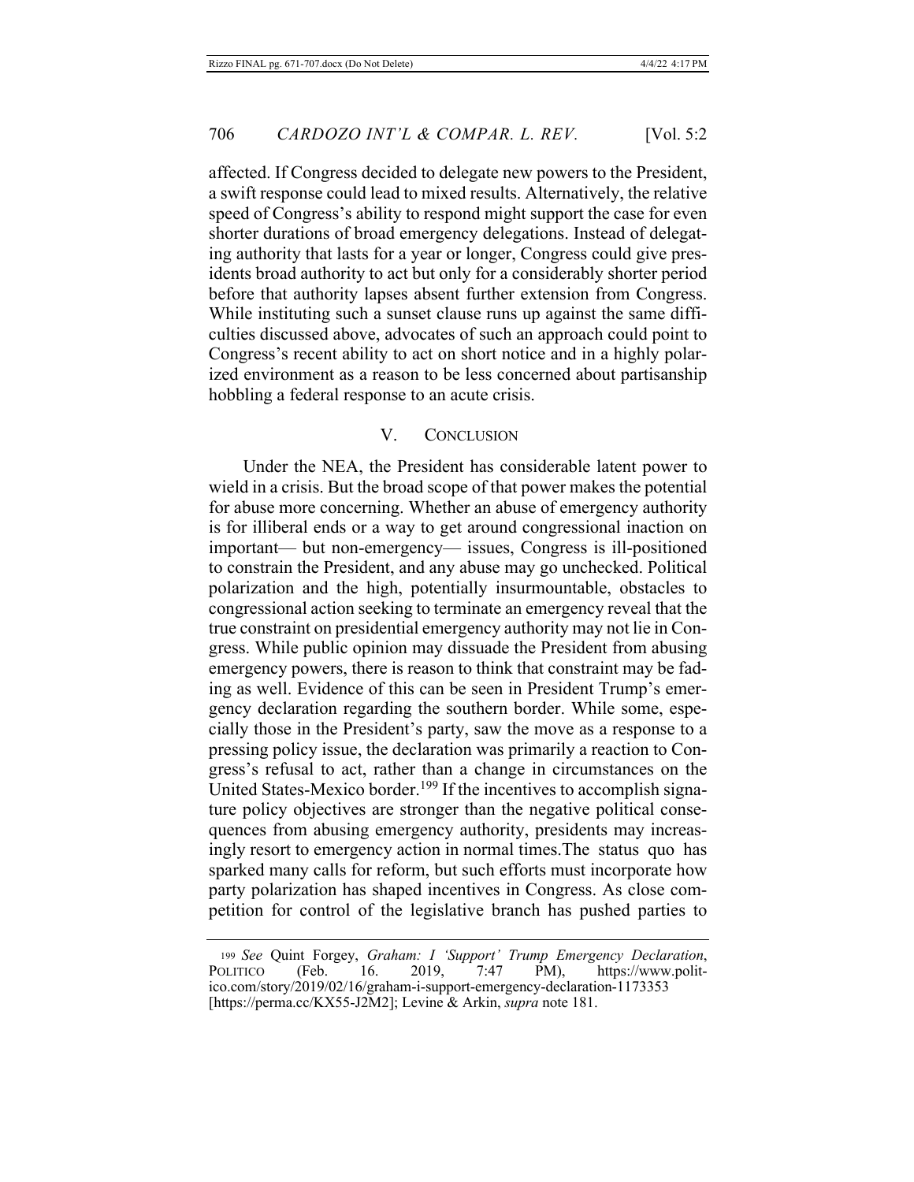affected. If Congress decided to delegate new powers to the President, a swift response could lead to mixed results. Alternatively, the relative speed of Congress's ability to respond might support the case for even shorter durations of broad emergency delegations. Instead of delegating authority that lasts for a year or longer, Congress could give presidents broad authority to act but only for a considerably shorter period before that authority lapses absent further extension from Congress. While instituting such a sunset clause runs up against the same difficulties discussed above, advocates of such an approach could point to Congress's recent ability to act on short notice and in a highly polarized environment as a reason to be less concerned about partisanship hobbling a federal response to an acute crisis.

## V. CONCLUSION

Under the NEA, the President has considerable latent power to wield in a crisis. But the broad scope of that power makes the potential for abuse more concerning. Whether an abuse of emergency authority is for illiberal ends or a way to get around congressional inaction on important— but non-emergency— issues, Congress is ill-positioned to constrain the President, and any abuse may go unchecked. Political polarization and the high, potentially insurmountable, obstacles to congressional action seeking to terminate an emergency reveal that the true constraint on presidential emergency authority may not lie in Congress. While public opinion may dissuade the President from abusing emergency powers, there is reason to think that constraint may be fading as well. Evidence of this can be seen in President Trump's emergency declaration regarding the southern border. While some, especially those in the President's party, saw the move as a response to a pressing policy issue, the declaration was primarily a reaction to Congress's refusal to act, rather than a change in circumstances on the United States-Mexico border.[199] If the incentives to accomplish signature policy objectives are stronger than the negative political consequences from abusing emergency authority, presidents may increasingly resort to emergency action in normal times.The status quo has sparked many calls for reform, but such efforts must incorporate how party polarization has shaped incentives in Congress. As close competition for control of the legislative branch has pushed parties to

---

199 *See* Quint Forgey, *Graham: I 'Support' Trump Emergency Declaration*, POLITICO (Feb. 16. 2019, 7:47 PM), https://www.politico.com/story/2019/02/16/graham-i-support-emergency-declaration-1173353 [https://perma.cc/KX55-J2M2]; Levine & Arkin, *supra* note 181.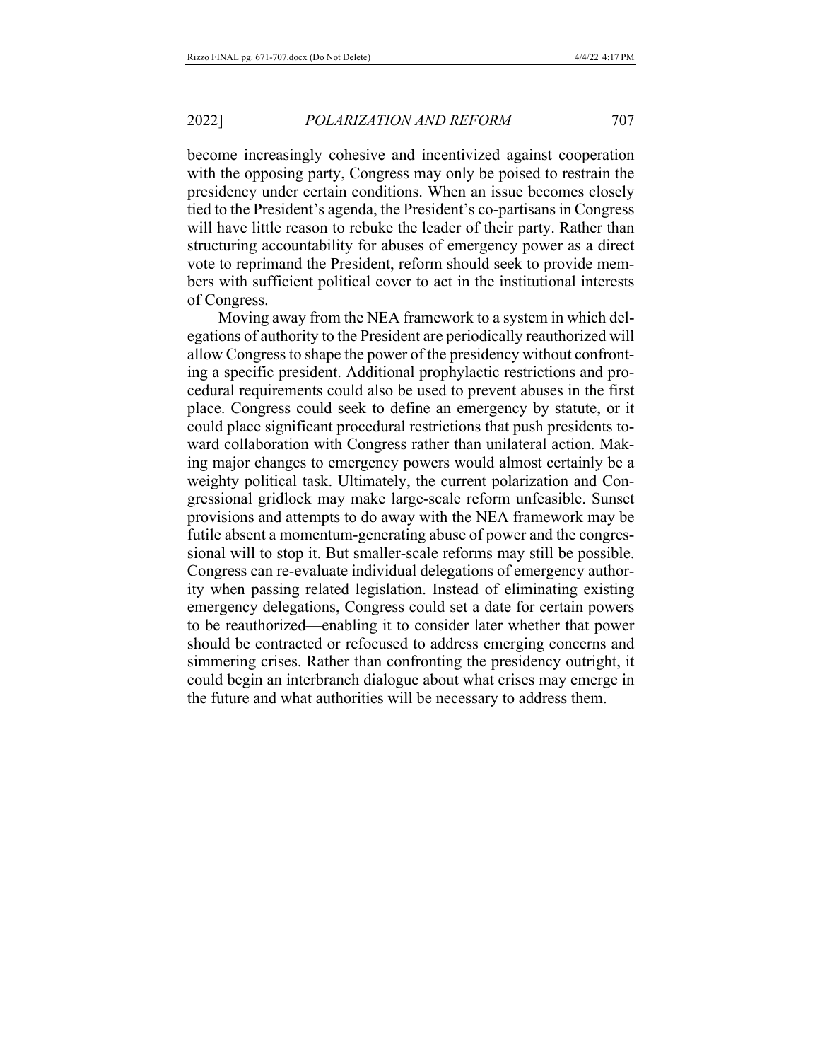become increasingly cohesive and incentivized against cooperation with the opposing party, Congress may only be poised to restrain the presidency under certain conditions. When an issue becomes closely tied to the President's agenda, the President's co-partisans in Congress will have little reason to rebuke the leader of their party. Rather than structuring accountability for abuses of emergency power as a direct vote to reprimand the President, reform should seek to provide members with sufficient political cover to act in the institutional interests of Congress.

Moving away from the NEA framework to a system in which delegations of authority to the President are periodically reauthorized will allow Congress to shape the power of the presidency without confronting a specific president. Additional prophylactic restrictions and procedural requirements could also be used to prevent abuses in the first place. Congress could seek to define an emergency by statute, or it could place significant procedural restrictions that push presidents toward collaboration with Congress rather than unilateral action. Making major changes to emergency powers would almost certainly be a weighty political task. Ultimately, the current polarization and Congressional gridlock may make large-scale reform unfeasible. Sunset provisions and attempts to do away with the NEA framework may be futile absent a momentum-generating abuse of power and the congressional will to stop it. But smaller-scale reforms may still be possible. Congress can re-evaluate individual delegations of emergency authority when passing related legislation. Instead of eliminating existing emergency delegations, Congress could set a date for certain powers to be reauthorized—enabling it to consider later whether that power should be contracted or refocused to address emerging concerns and simmering crises. Rather than confronting the presidency outright, it could begin an interbranch dialogue about what crises may emerge in the future and what authorities will be necessary to address them.